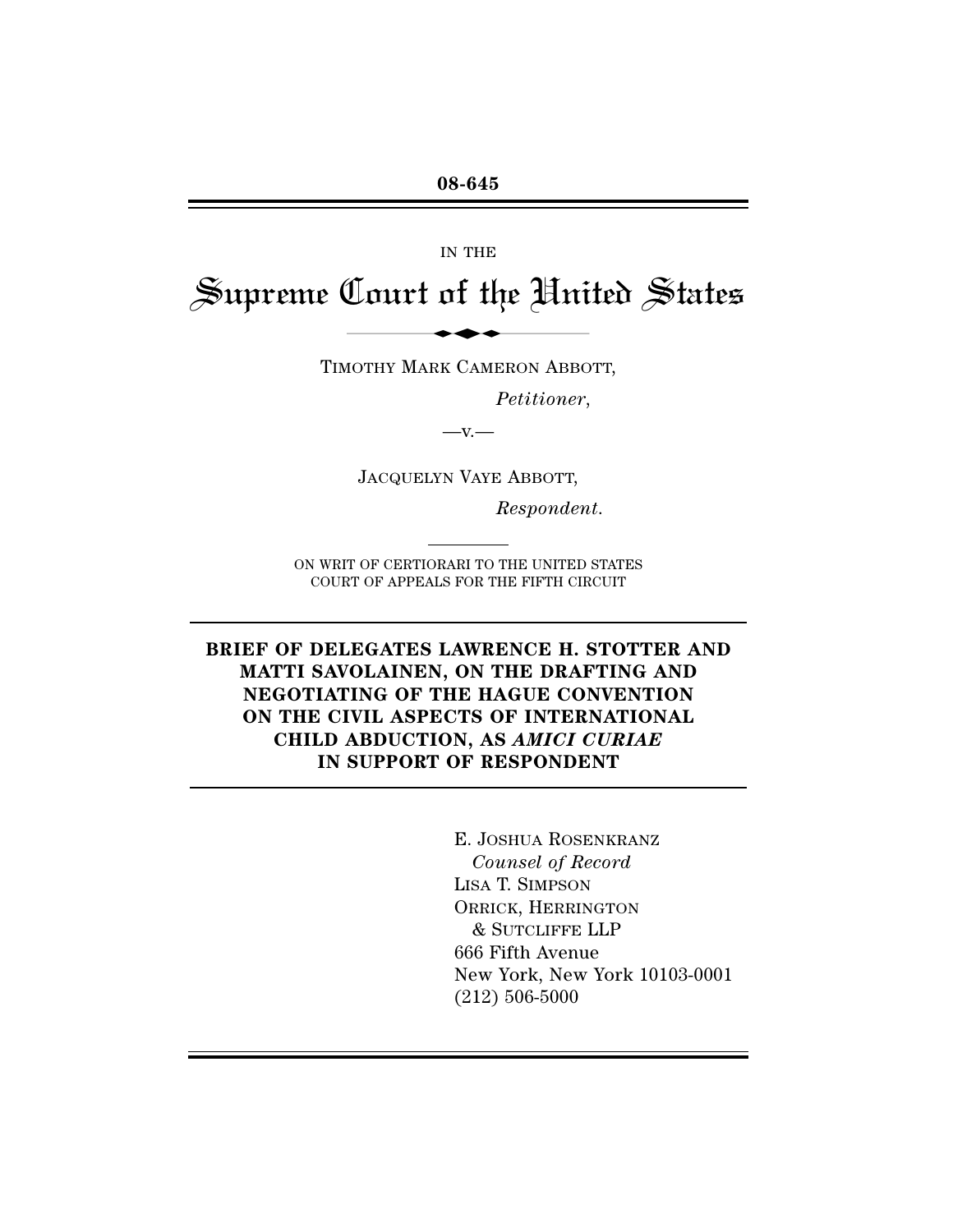**08-645**

IN THE

# Supreme Court of the United States

TIMOTHY MARK CAMERON ABBOTT,

*Petitioner*,

—v.—

JACQUELYN VAYE ABBOTT,

*Respondent*.

ON WRIT OF CERTIORARI TO THE UNITED STATES COURT OF APPEALS FOR THE FIFTH CIRCUIT

## BRIEF OF DELEGATES LAWRENCE H. STOTTER AND MATTI SAVOLAINEN, ON THE DRAFTING AND NEGOTIATING OF THE HAGUE CONVENTION ON THE CIVIL ASPECTS OF INTERNATIONAL CHILD ABDUCTION, AS *AMICI CURIAE* IN SUPPORT OF RESPONDENT

E. JOSHUA ROSENKRANZ
*Counsel of Record*
LISA T. SIMPSON
ORRICK, HERRINGTON
& SUTCLIFFE LLP
666 Fifth Avenue
New York, New York 10103-0001
(212) 506-5000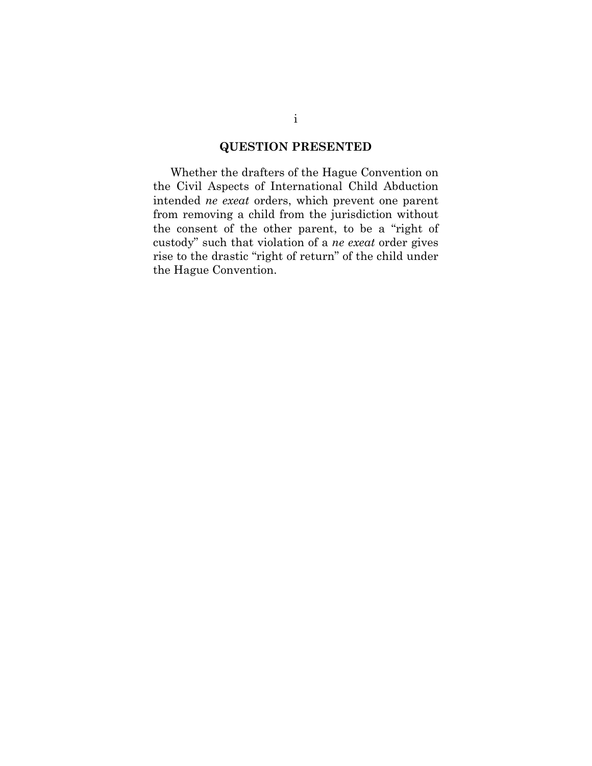## QUESTION PRESENTED

Whether the drafters of the Hague Convention on the Civil Aspects of International Child Abduction intended *ne exeat* orders, which prevent one parent from removing a child from the jurisdiction without the consent of the other parent, to be a "right of custody" such that violation of a *ne exeat* order gives rise to the drastic "right of return" of the child under the Hague Convention.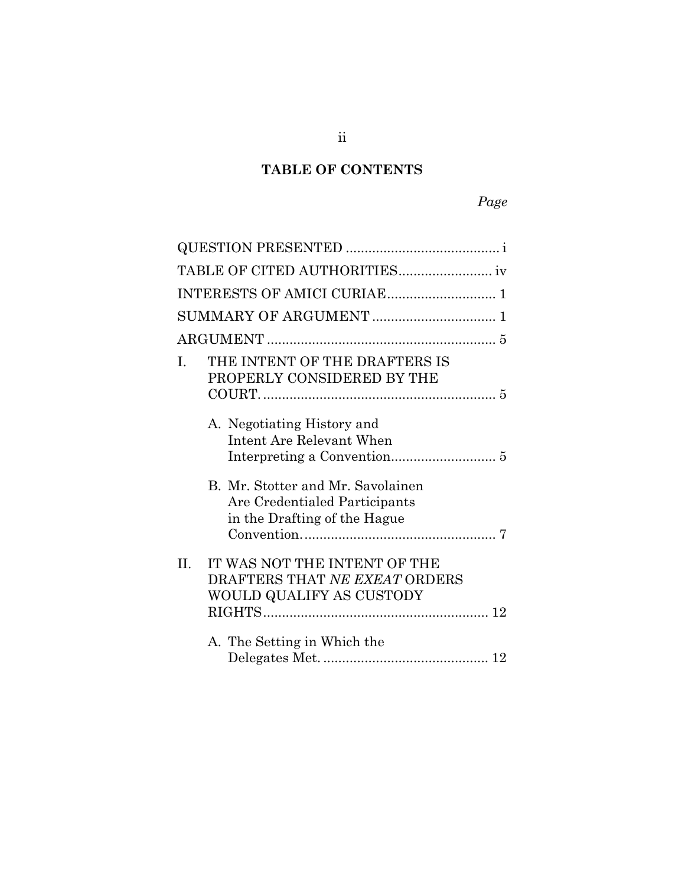# TABLE OF CONTENTS

| | Page |
|---|---|
| QUESTION PRESENTED | i |
| TABLE OF CITED AUTHORITIES | iv |
| INTERESTS OF AMICI CURIAE | 1 |
| SUMMARY OF ARGUMENT | 1 |
| ARGUMENT | 5 |
| I. THE INTENT OF THE DRAFTERS IS PROPERLY CONSIDERED BY THE COURT. | 5 |
| A. Negotiating History and Intent Are Relevant When Interpreting a Convention. | 5 |
| B. Mr. Stotter and Mr. Savolainen Are Credentialed Participants in the Drafting of the Hague Convention. | 7 |
| II. IT WAS NOT THE INTENT OF THE DRAFTERS THAT *NE EXEAT* ORDERS WOULD QUALIFY AS CUSTODY RIGHTS | 12 |
| A. The Setting in Which the Delegates Met. | 12 |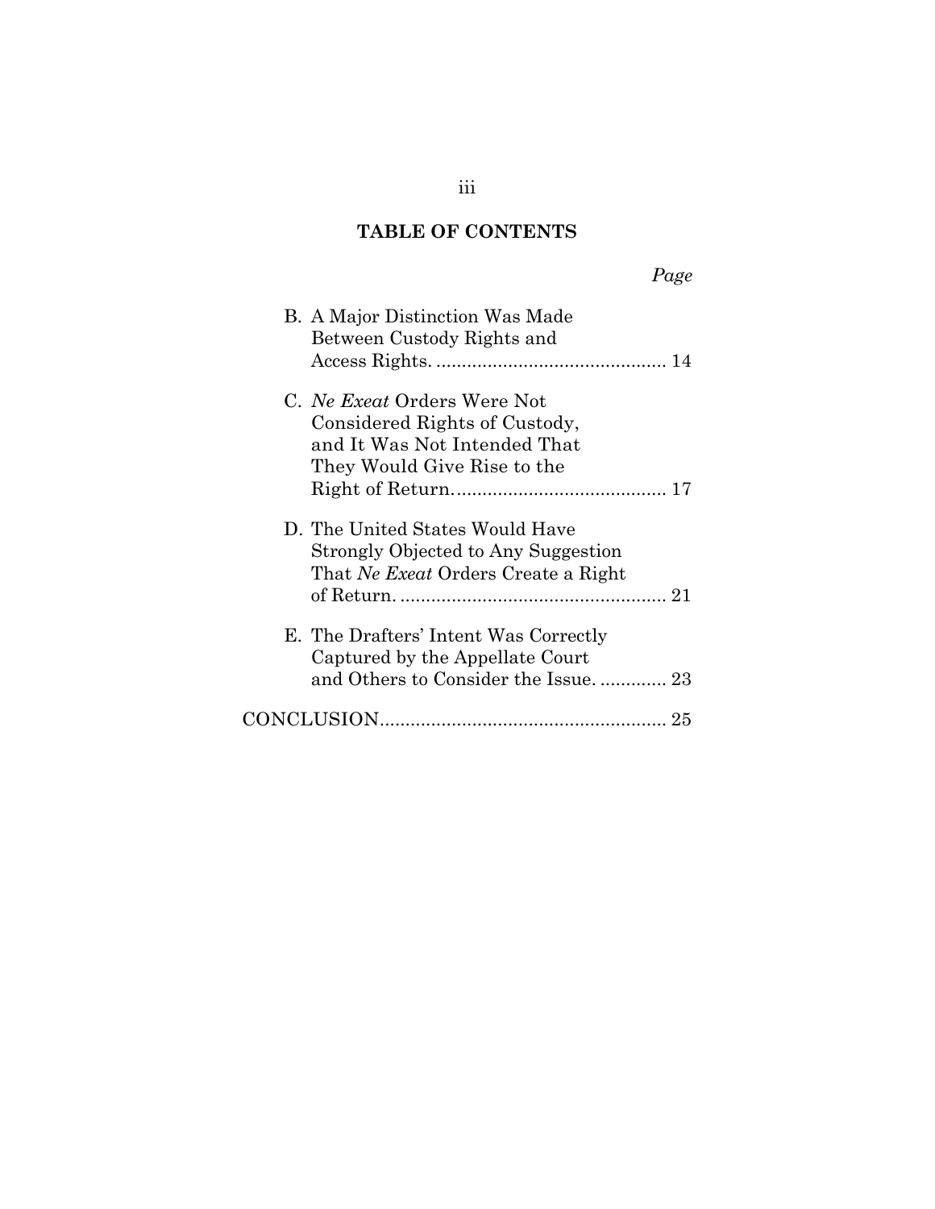## TABLE OF CONTENTS

*Page*

B. A Major Distinction Was Made Between Custody Rights and Access Rights. .............................................. 14

C. *Ne Exeat* Orders Were Not Considered Rights of Custody, and It Was Not Intended That They Would Give Rise to the Right of Return. ......................................... 17

D. The United States Would Have Strongly Objected to Any Suggestion That *Ne Exeat* Orders Create a Right of Return. .................................................... 21

E. The Drafters' Intent Was Correctly Captured by the Appellate Court and Others to Consider the Issue. ............. 23

CONCLUSION....................................................... 25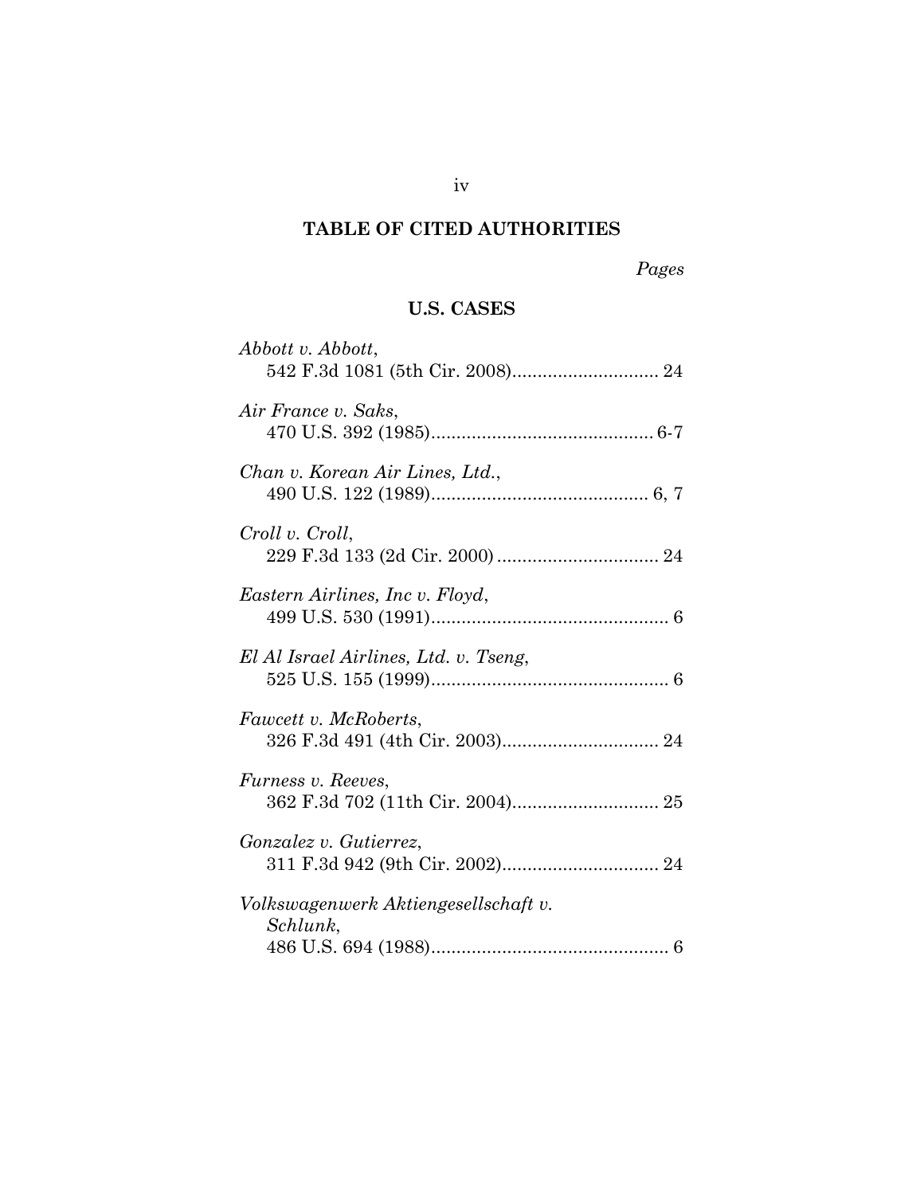## TABLE OF CITED AUTHORITIES

*Pages*

### U.S. CASES

*Abbott v. Abbott*, 542 F.3d 1081 (5th Cir. 2008) ............................ 24

*Air France v. Saks*, 470 U.S. 392 (1985) ............................................ 6-7

*Chan v. Korean Air Lines, Ltd.*, 490 U.S. 122 (1989) ........................................... 6, 7

*Croll v. Croll*, 229 F.3d 133 (2d Cir. 2000) ................................ 24

*Eastern Airlines, Inc v. Floyd*, 499 U.S. 530 (1991) ............................................... 6

*El Al Israel Airlines, Ltd. v. Tseng*, 525 U.S. 155 (1999) ............................................... 6

*Fawcett v. McRoberts*, 326 F.3d 491 (4th Cir. 2003) ............................... 24

*Furness v. Reeves*, 362 F.3d 702 (11th Cir. 2004) ............................. 25

*Gonzalez v. Gutierrez*, 311 F.3d 942 (9th Cir. 2002) ............................... 24

*Volkswagenwerk Aktiengesellschaft v. Schlunk*, 486 U.S. 694 (1988) ............................................... 6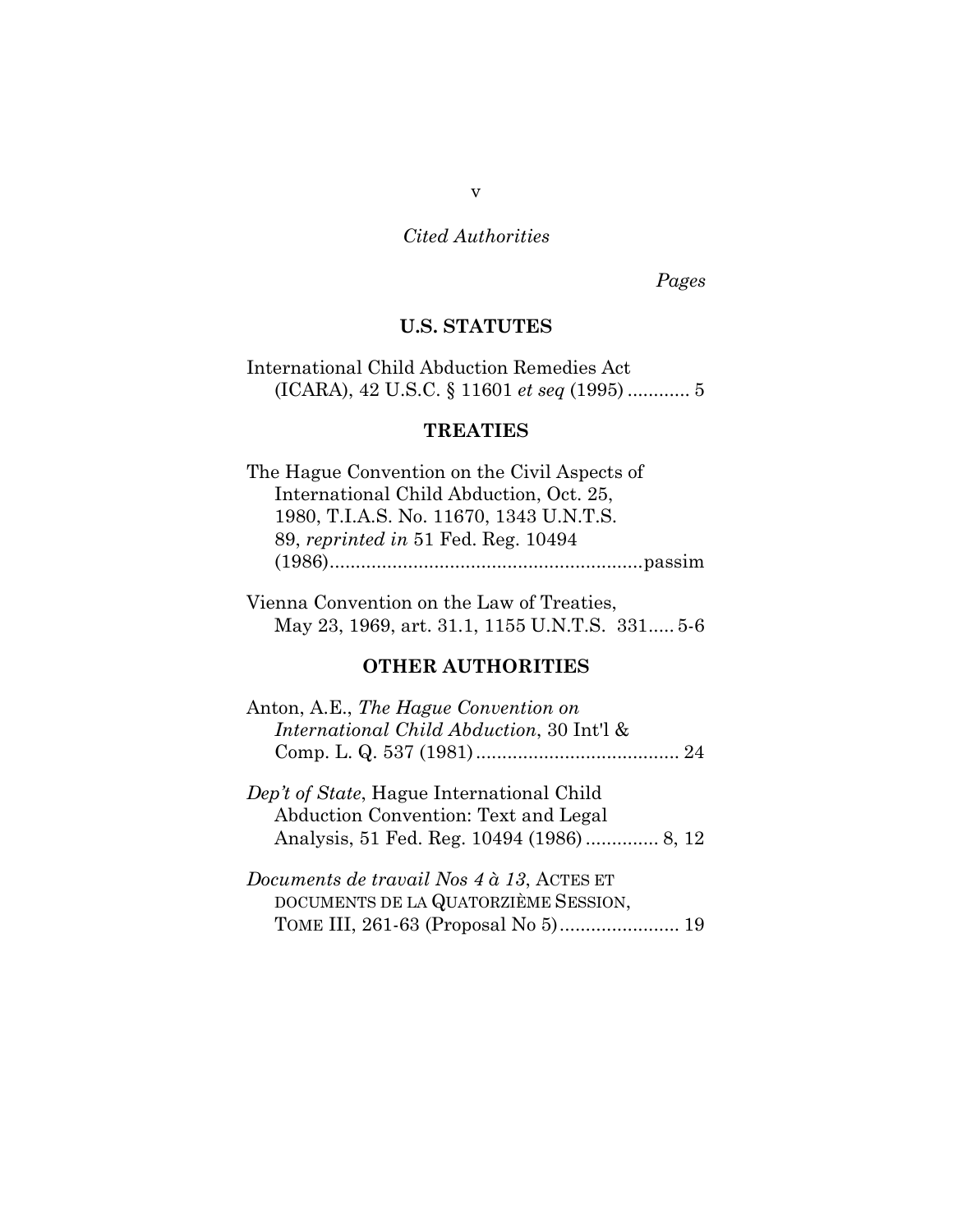*Cited Authorities*

*Pages*

## U.S. STATUTES

International Child Abduction Remedies Act (ICARA), 42 U.S.C. § 11601 *et seq* (1995) ............ 5

## TREATIES

The Hague Convention on the Civil Aspects of International Child Abduction, Oct. 25, 1980, T.I.A.S. No. 11670, 1343 U.N.T.S. 89, *reprinted in* 51 Fed. Reg. 10494 (1986)............................................................passim

Vienna Convention on the Law of Treaties, May 23, 1969, art. 31.1, 1155 U.N.T.S. 331..... 5-6

## OTHER AUTHORITIES

Anton, A.E., *The Hague Convention on International Child Abduction*, 30 Int'l & Comp. L. Q. 537 (1981)....................................... 24

*Dep't of State*, Hague International Child Abduction Convention: Text and Legal Analysis, 51 Fed. Reg. 10494 (1986).............. 8, 12

*Documents de travail Nos 4 à 13*, ACTES ET DOCUMENTS DE LA QUATORZIÈME SESSION, TOME III, 261-63 (Proposal No 5)....................... 19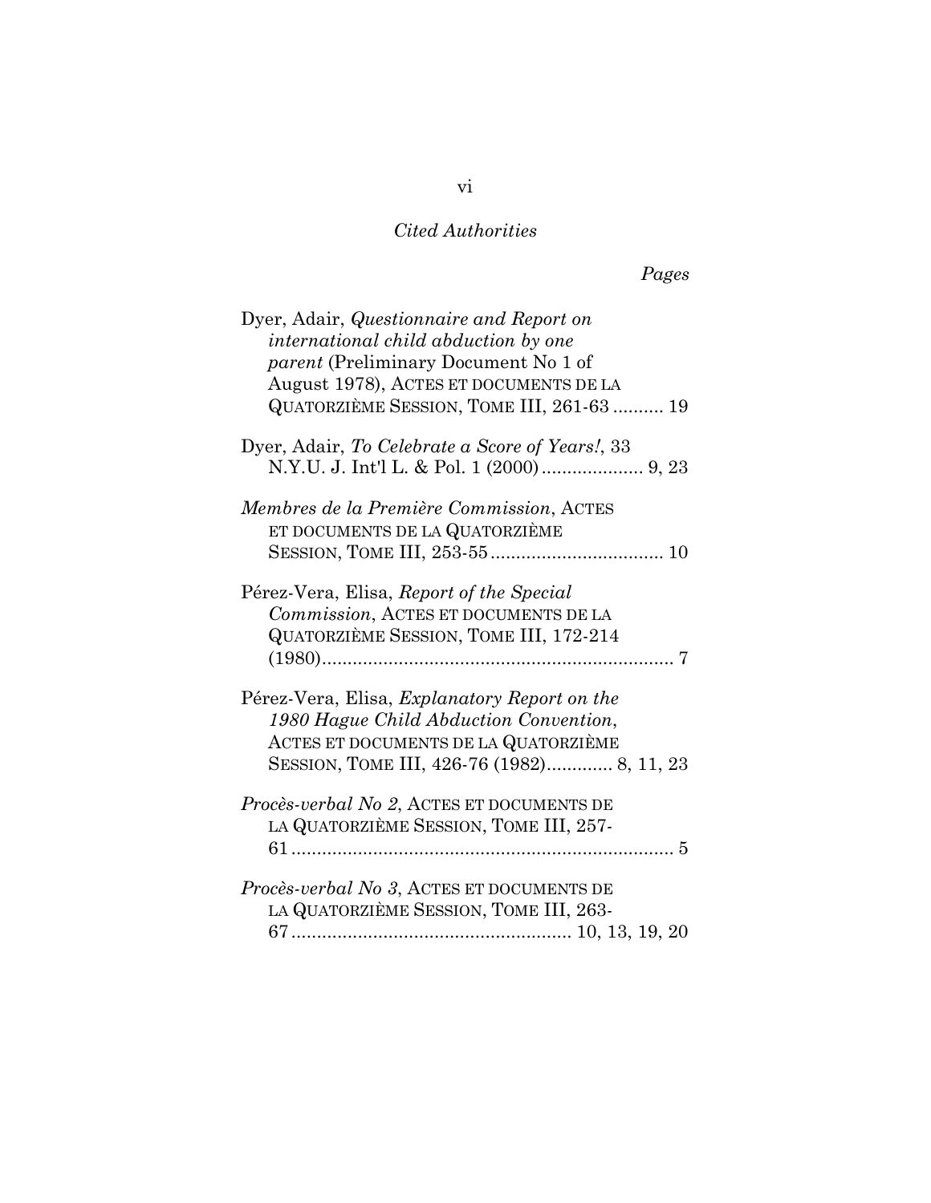*Cited Authorities*

*Pages*

Dyer, Adair, *Questionnaire and Report on international child abduction by one parent* (Preliminary Document No 1 of August 1978), ACTES ET DOCUMENTS DE LA QUATORZIÈME SESSION, TOME III, 261-63 .......... 19

Dyer, Adair, *To Celebrate a Score of Years!*, 33 N.Y.U. J. Int'l L. & Pol. 1 (2000) .................... 9, 23

*Membres de la Première Commission*, ACTES ET DOCUMENTS DE LA QUATORZIÈME SESSION, TOME III, 253-55 .................................. 10

Pérez-Vera, Elisa, *Report of the Special Commission*, ACTES ET DOCUMENTS DE LA QUATORZIÈME SESSION, TOME III, 172-214 (1980) ..................................................................... 7

Pérez-Vera, Elisa, *Explanatory Report on the 1980 Hague Child Abduction Convention*, ACTES ET DOCUMENTS DE LA QUATORZIÈME SESSION, TOME III, 426-76 (1982) ............. 8, 11, 23

*Procès-verbal No 2*, ACTES ET DOCUMENTS DE LA QUATORZIÈME SESSION, TOME III, 257-61 ........................................................................... 5

*Procès-verbal No 3*, ACTES ET DOCUMENTS DE LA QUATORZIÈME SESSION, TOME III, 263-67 ...................................................... 10, 13, 19, 20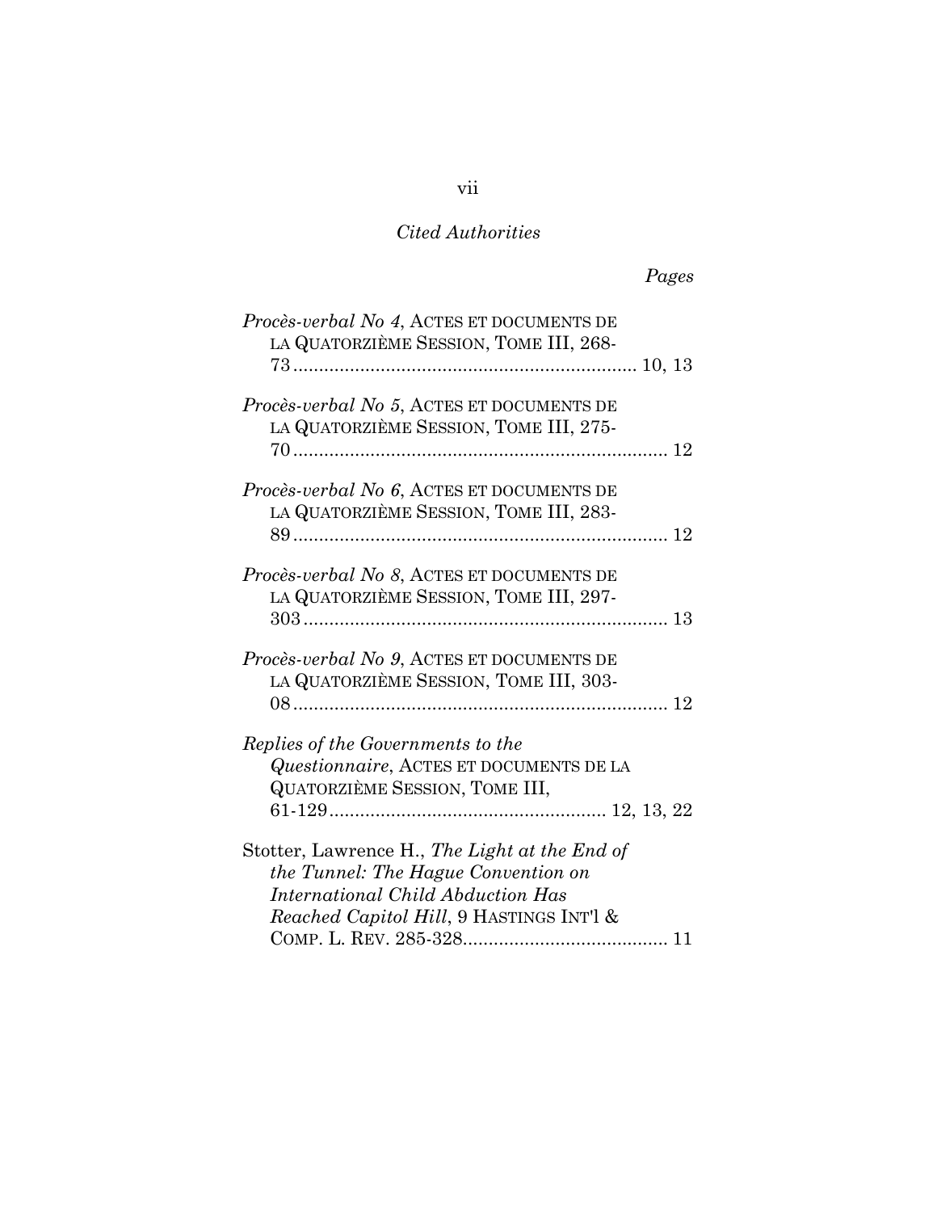*Cited Authorities*

*Pages*

*Procès-verbal No 4*, ACTES ET DOCUMENTS DE LA QUATORZIÈME SESSION, TOME III, 268-73 .................................................................. 10, 13

*Procès-verbal No 5*, ACTES ET DOCUMENTS DE LA QUATORZIÈME SESSION, TOME III, 275-70 ........................................................................ 12

*Procès-verbal No 6*, ACTES ET DOCUMENTS DE LA QUATORZIÈME SESSION, TOME III, 283-89 ........................................................................ 12

*Procès-verbal No 8*, ACTES ET DOCUMENTS DE LA QUATORZIÈME SESSION, TOME III, 297-303 ...................................................................... 13

*Procès-verbal No 9*, ACTES ET DOCUMENTS DE LA QUATORZIÈME SESSION, TOME III, 303-08 ........................................................................ 12

*Replies of the Governments to the Questionnaire*, ACTES ET DOCUMENTS DE LA QUATORZIÈME SESSION, TOME III, 61-129...................................................... 12, 13, 22

Stotter, Lawrence H., *The Light at the End of the Tunnel: The Hague Convention on International Child Abduction Has Reached Capitol Hill*, 9 HASTINGS INT'L & COMP. L. REV. 285-328....................................... 11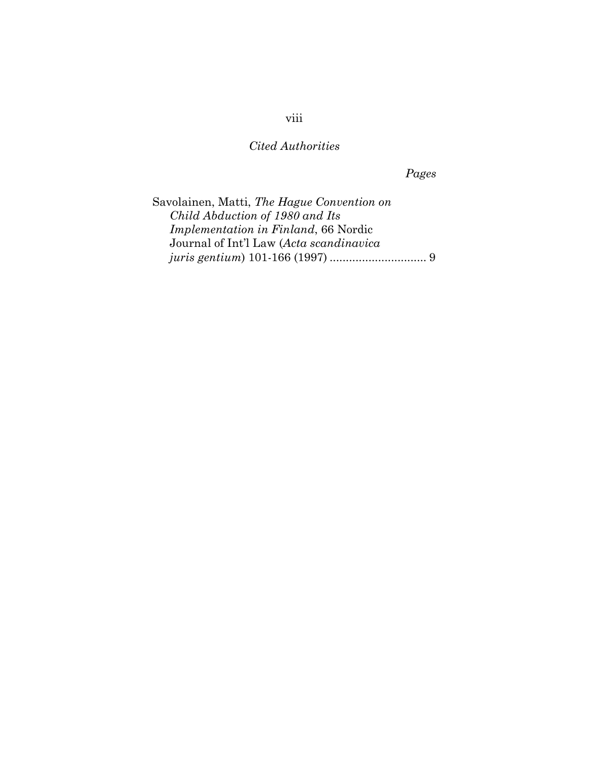*Cited Authorities*

*Pages*

Savolainen, Matti, *The Hague Convention on Child Abduction of 1980 and Its Implementation in Finland*, 66 Nordic Journal of Int'l Law (*Acta scandinavica juris gentium*) 101-166 (1997) .............................. 9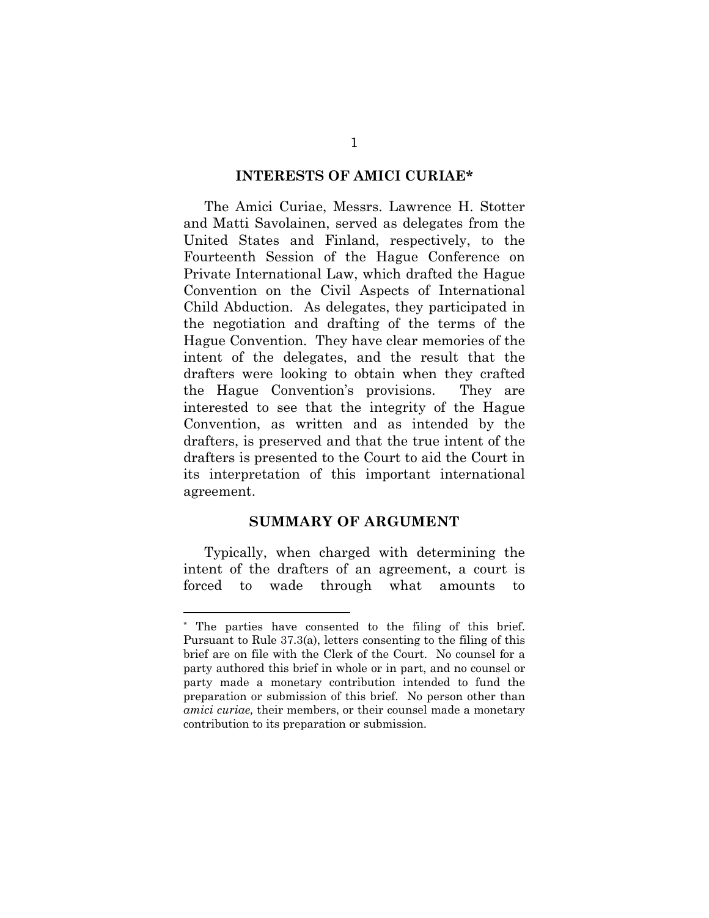## INTERESTS OF AMICI CURIAE*

The Amici Curiae, Messrs. Lawrence H. Stotter and Matti Savolainen, served as delegates from the United States and Finland, respectively, to the Fourteenth Session of the Hague Conference on Private International Law, which drafted the Hague Convention on the Civil Aspects of International Child Abduction. As delegates, they participated in the negotiation and drafting of the terms of the Hague Convention. They have clear memories of the intent of the delegates, and the result that the drafters were looking to obtain when they crafted the Hague Convention's provisions. They are interested to see that the integrity of the Hague Convention, as written and as intended by the drafters, is preserved and that the true intent of the drafters is presented to the Court to aid the Court in its interpretation of this important international agreement.

## SUMMARY OF ARGUMENT

Typically, when charged with determining the intent of the drafters of an agreement, a court is forced to wade through what amounts to

---

* The parties have consented to the filing of this brief. Pursuant to Rule 37.3(a), letters consenting to the filing of this brief are on file with the Clerk of the Court. No counsel for a party authored this brief in whole or in part, and no counsel or party made a monetary contribution intended to fund the preparation or submission of this brief. No person other than *amici curiae,* their members, or their counsel made a monetary contribution to its preparation or submission.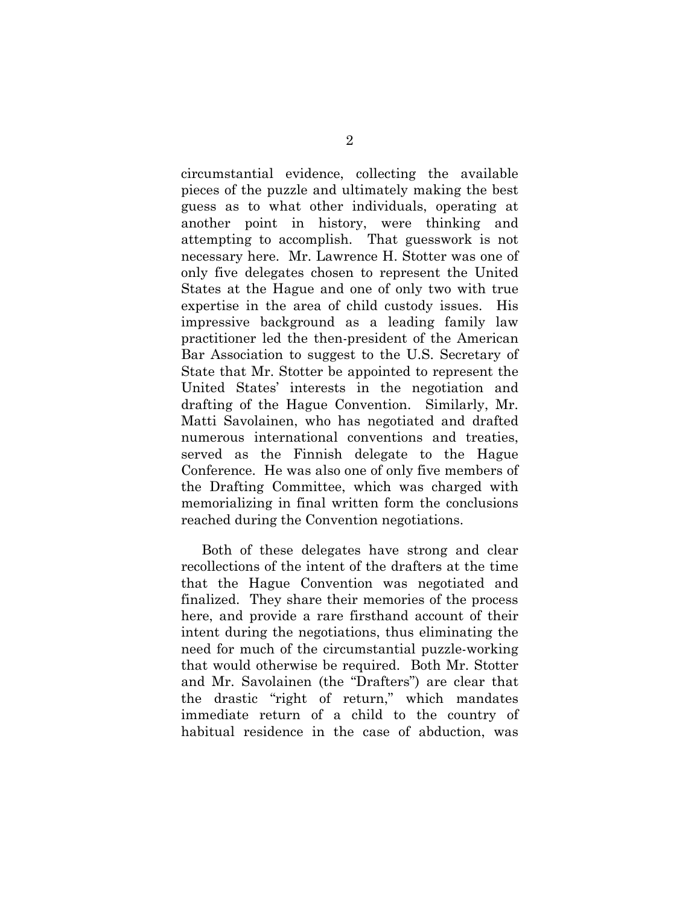circumstantial evidence, collecting the available pieces of the puzzle and ultimately making the best guess as to what other individuals, operating at another point in history, were thinking and attempting to accomplish. That guesswork is not necessary here. Mr. Lawrence H. Stotter was one of only five delegates chosen to represent the United States at the Hague and one of only two with true expertise in the area of child custody issues. His impressive background as a leading family law practitioner led the then-president of the American Bar Association to suggest to the U.S. Secretary of State that Mr. Stotter be appointed to represent the United States' interests in the negotiation and drafting of the Hague Convention. Similarly, Mr. Matti Savolainen, who has negotiated and drafted numerous international conventions and treaties, served as the Finnish delegate to the Hague Conference. He was also one of only five members of the Drafting Committee, which was charged with memorializing in final written form the conclusions reached during the Convention negotiations.

Both of these delegates have strong and clear recollections of the intent of the drafters at the time that the Hague Convention was negotiated and finalized. They share their memories of the process here, and provide a rare firsthand account of their intent during the negotiations, thus eliminating the need for much of the circumstantial puzzle-working that would otherwise be required. Both Mr. Stotter and Mr. Savolainen (the "Drafters") are clear that the drastic "right of return," which mandates immediate return of a child to the country of habitual residence in the case of abduction, was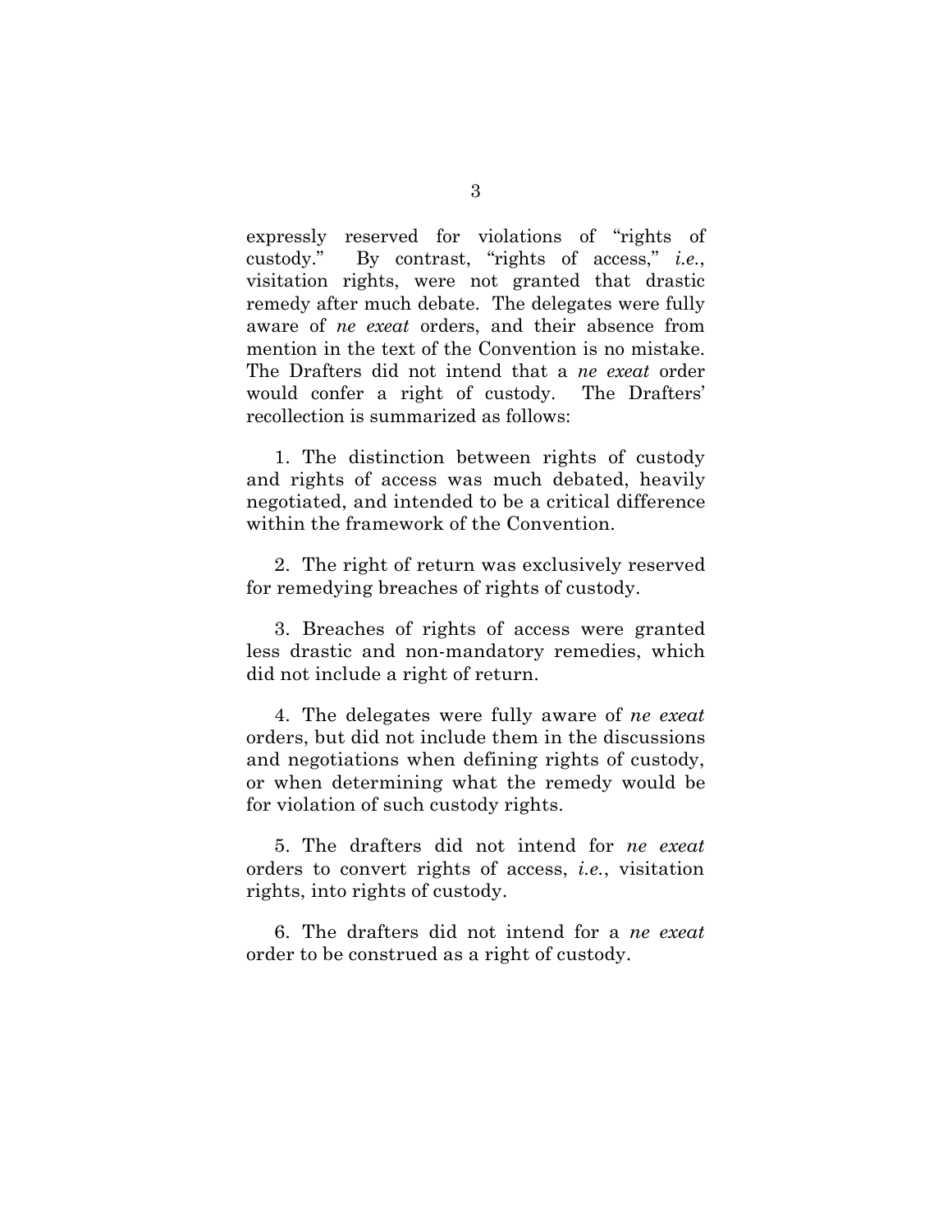expressly reserved for violations of "rights of custody." By contrast, "rights of access," *i.e.*, visitation rights, were not granted that drastic remedy after much debate. The delegates were fully aware of *ne exeat* orders, and their absence from mention in the text of the Convention is no mistake. The Drafters did not intend that a *ne exeat* order would confer a right of custody. The Drafters' recollection is summarized as follows:

1. The distinction between rights of custody and rights of access was much debated, heavily negotiated, and intended to be a critical difference within the framework of the Convention.

2. The right of return was exclusively reserved for remedying breaches of rights of custody.

3. Breaches of rights of access were granted less drastic and non-mandatory remedies, which did not include a right of return.

4. The delegates were fully aware of *ne exeat* orders, but did not include them in the discussions and negotiations when defining rights of custody, or when determining what the remedy would be for violation of such custody rights.

5. The drafters did not intend for *ne exeat* orders to convert rights of access, *i.e.*, visitation rights, into rights of custody.

6. The drafters did not intend for a *ne exeat* order to be construed as a right of custody.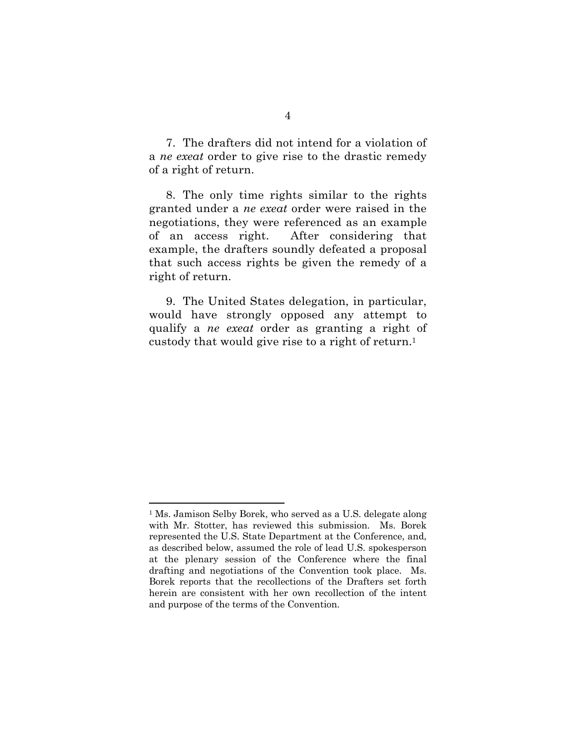7. The drafters did not intend for a violation of a *ne exeat* order to give rise to the drastic remedy of a right of return.

8. The only time rights similar to the rights granted under a *ne exeat* order were raised in the negotiations, they were referenced as an example of an access right. After considering that example, the drafters soundly defeated a proposal that such access rights be given the remedy of a right of return.

9. The United States delegation, in particular, would have strongly opposed any attempt to qualify a *ne exeat* order as granting a right of custody that would give rise to a right of return.[1]

---

[1] Ms. Jamison Selby Borek, who served as a U.S. delegate along with Mr. Stotter, has reviewed this submission. Ms. Borek represented the U.S. State Department at the Conference, and, as described below, assumed the role of lead U.S. spokesperson at the plenary session of the Conference where the final drafting and negotiations of the Convention took place. Ms. Borek reports that the recollections of the Drafters set forth herein are consistent with her own recollection of the intent and purpose of the terms of the Convention.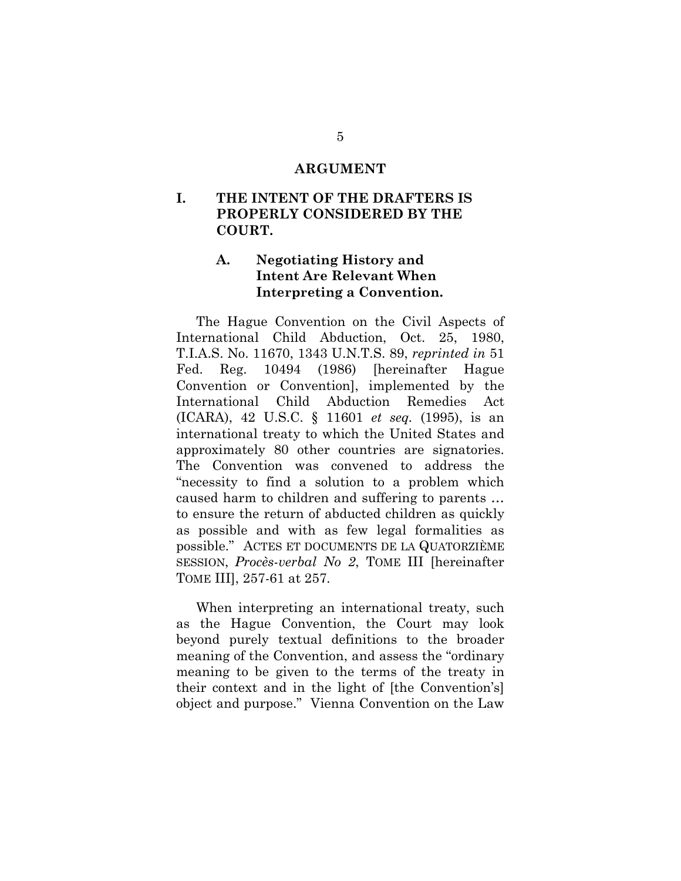## ARGUMENT

### I. THE INTENT OF THE DRAFTERS IS PROPERLY CONSIDERED BY THE COURT.

#### A. Negotiating History and Intent Are Relevant When Interpreting a Convention.

The Hague Convention on the Civil Aspects of International Child Abduction, Oct. 25, 1980, T.I.A.S. No. 11670, 1343 U.N.T.S. 89, *reprinted in* 51 Fed. Reg. 10494 (1986) [hereinafter Hague Convention or Convention], implemented by the International Child Abduction Remedies Act (ICARA), 42 U.S.C. § 11601 *et seq.* (1995), is an international treaty to which the United States and approximately 80 other countries are signatories. The Convention was convened to address the "necessity to find a solution to a problem which caused harm to children and suffering to parents … to ensure the return of abducted children as quickly as possible and with as few legal formalities as possible." ACTES ET DOCUMENTS DE LA QUATORZIÈME SESSION, *Procès-verbal No 2*, TOME III [hereinafter TOME III], 257-61 at 257.

When interpreting an international treaty, such as the Hague Convention, the Court may look beyond purely textual definitions to the broader meaning of the Convention, and assess the "ordinary meaning to be given to the terms of the treaty in their context and in the light of [the Convention's] object and purpose." Vienna Convention on the Law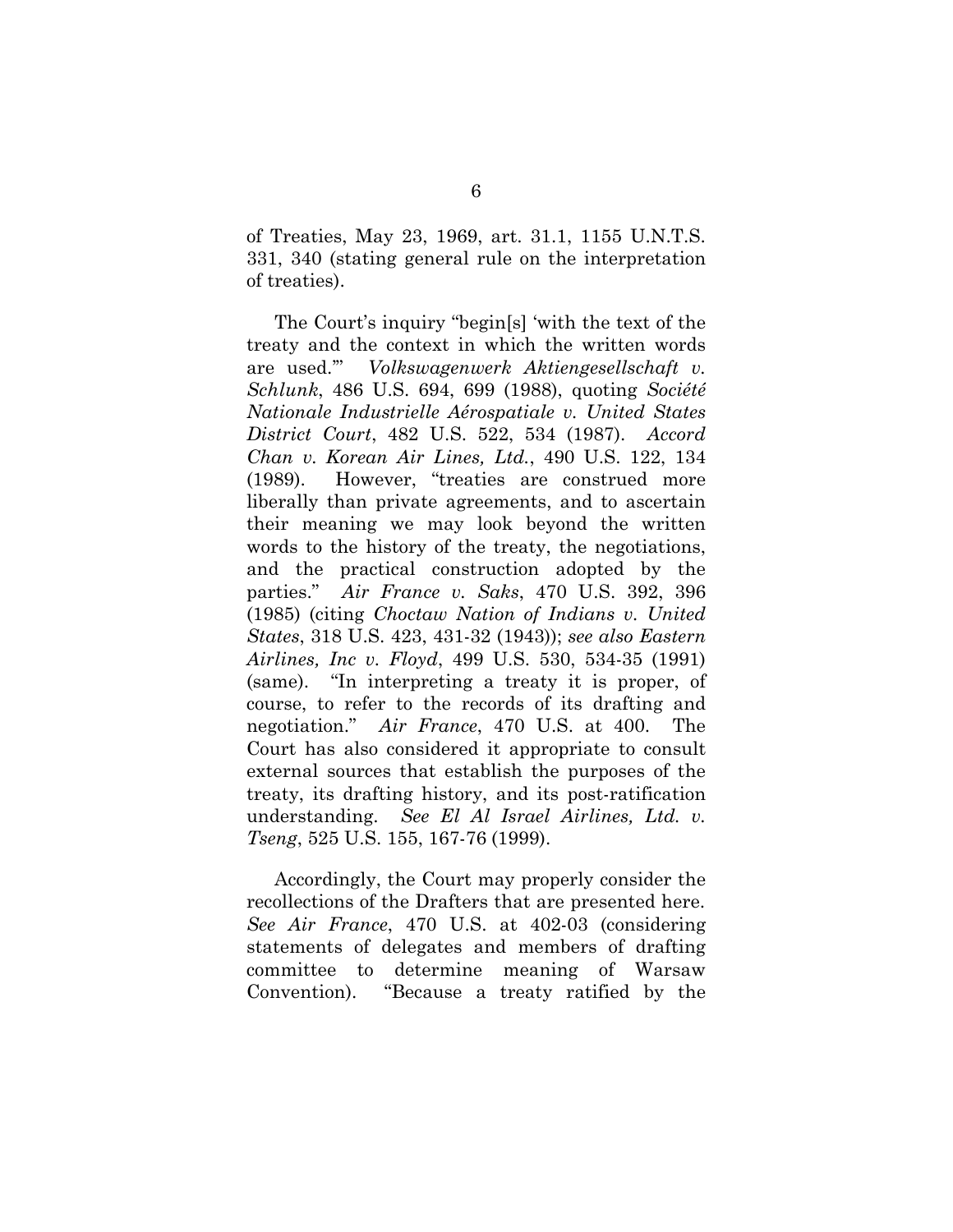of Treaties, May 23, 1969, art. 31.1, 1155 U.N.T.S. 331, 340 (stating general rule on the interpretation of treaties).

The Court's inquiry "begin[s] 'with the text of the treaty and the context in which the written words are used.'" *Volkswagenwerk Aktiengesellschaft v. Schlunk*, 486 U.S. 694, 699 (1988), quoting *Société Nationale Industrielle Aérospatiale v. United States District Court*, 482 U.S. 522, 534 (1987). *Accord Chan v. Korean Air Lines, Ltd.*, 490 U.S. 122, 134 (1989). However, "treaties are construed more liberally than private agreements, and to ascertain their meaning we may look beyond the written words to the history of the treaty, the negotiations, and the practical construction adopted by the parties." *Air France v. Saks*, 470 U.S. 392, 396 (1985) (citing *Choctaw Nation of Indians v. United States*, 318 U.S. 423, 431-32 (1943)); *see also Eastern Airlines, Inc v. Floyd*, 499 U.S. 530, 534-35 (1991) (same). "In interpreting a treaty it is proper, of course, to refer to the records of its drafting and negotiation." *Air France*, 470 U.S. at 400. The Court has also considered it appropriate to consult external sources that establish the purposes of the treaty, its drafting history, and its post-ratification understanding. *See El Al Israel Airlines, Ltd. v. Tseng*, 525 U.S. 155, 167-76 (1999).

Accordingly, the Court may properly consider the recollections of the Drafters that are presented here. *See Air France*, 470 U.S. at 402-03 (considering statements of delegates and members of drafting committee to determine meaning of Warsaw Convention). "Because a treaty ratified by the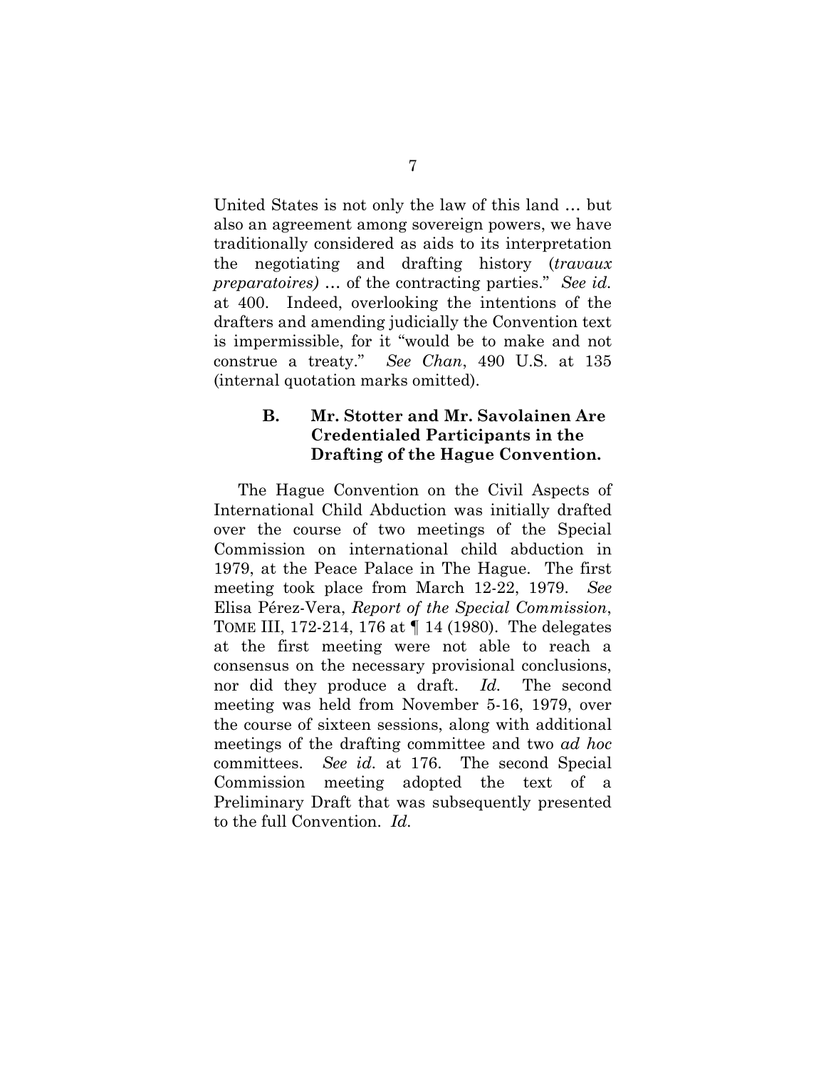United States is not only the law of this land … but also an agreement among sovereign powers, we have traditionally considered as aids to its interpretation the negotiating and drafting history (*travaux preparatoires)* … of the contracting parties." *See id.* at 400. Indeed, overlooking the intentions of the drafters and amending judicially the Convention text is impermissible, for it "would be to make and not construe a treaty." *See Chan*, 490 U.S. at 135 (internal quotation marks omitted).

### B. Mr. Stotter and Mr. Savolainen Are Credentialed Participants in the Drafting of the Hague Convention.

The Hague Convention on the Civil Aspects of International Child Abduction was initially drafted over the course of two meetings of the Special Commission on international child abduction in 1979, at the Peace Palace in The Hague. The first meeting took place from March 12-22, 1979. *See* Elisa Pérez-Vera, *Report of the Special Commission*, TOME III, 172-214, 176 at ¶ 14 (1980). The delegates at the first meeting were not able to reach a consensus on the necessary provisional conclusions, nor did they produce a draft. *Id.* The second meeting was held from November 5-16, 1979, over the course of sixteen sessions, along with additional meetings of the drafting committee and two *ad hoc* committees. *See id.* at 176. The second Special Commission meeting adopted the text of a Preliminary Draft that was subsequently presented to the full Convention. *Id.*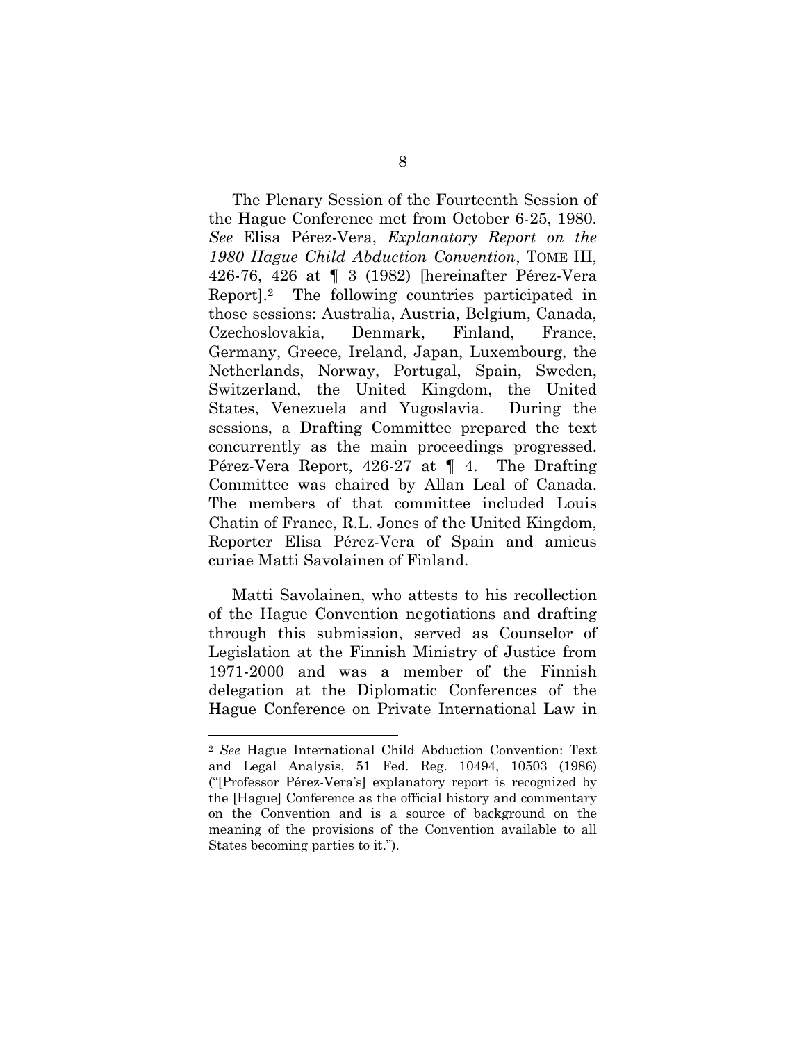The Plenary Session of the Fourteenth Session of the Hague Conference met from October 6-25, 1980. *See* Elisa Pérez-Vera, *Explanatory Report on the 1980 Hague Child Abduction Convention*, TOME III, 426-76, 426 at ¶ 3 (1982) [hereinafter Pérez-Vera Report].[2] The following countries participated in those sessions: Australia, Austria, Belgium, Canada, Czechoslovakia, Denmark, Finland, France, Germany, Greece, Ireland, Japan, Luxembourg, the Netherlands, Norway, Portugal, Spain, Sweden, Switzerland, the United Kingdom, the United States, Venezuela and Yugoslavia. During the sessions, a Drafting Committee prepared the text concurrently as the main proceedings progressed. Pérez-Vera Report, 426-27 at ¶ 4. The Drafting Committee was chaired by Allan Leal of Canada. The members of that committee included Louis Chatin of France, R.L. Jones of the United Kingdom, Reporter Elisa Pérez-Vera of Spain and amicus curiae Matti Savolainen of Finland.

Matti Savolainen, who attests to his recollection of the Hague Convention negotiations and drafting through this submission, served as Counselor of Legislation at the Finnish Ministry of Justice from 1971-2000 and was a member of the Finnish delegation at the Diplomatic Conferences of the Hague Conference on Private International Law in

---

[2] *See* Hague International Child Abduction Convention: Text and Legal Analysis, 51 Fed. Reg. 10494, 10503 (1986) ("[Professor Pérez-Vera's] explanatory report is recognized by the [Hague] Conference as the official history and commentary on the Convention and is a source of background on the meaning of the provisions of the Convention available to all States becoming parties to it.").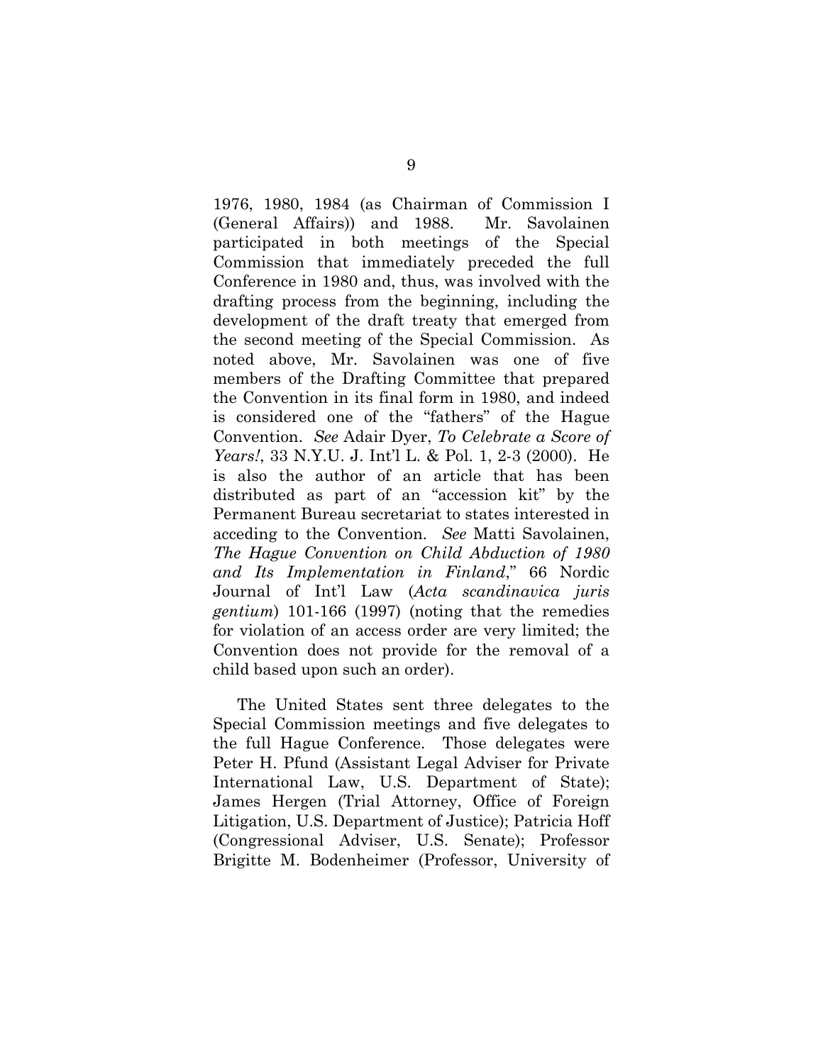1976, 1980, 1984 (as Chairman of Commission I (General Affairs)) and 1988. Mr. Savolainen participated in both meetings of the Special Commission that immediately preceded the full Conference in 1980 and, thus, was involved with the drafting process from the beginning, including the development of the draft treaty that emerged from the second meeting of the Special Commission. As noted above, Mr. Savolainen was one of five members of the Drafting Committee that prepared the Convention in its final form in 1980, and indeed is considered one of the "fathers" of the Hague Convention. *See* Adair Dyer, *To Celebrate a Score of Years!*, 33 N.Y.U. J. Int'l L. & Pol. 1, 2-3 (2000). He is also the author of an article that has been distributed as part of an "accession kit" by the Permanent Bureau secretariat to states interested in acceding to the Convention. *See* Matti Savolainen, *The Hague Convention on Child Abduction of 1980 and Its Implementation in Finland*," 66 Nordic Journal of Int'l Law (*Acta scandinavica juris gentium*) 101-166 (1997) (noting that the remedies for violation of an access order are very limited; the Convention does not provide for the removal of a child based upon such an order).

The United States sent three delegates to the Special Commission meetings and five delegates to the full Hague Conference. Those delegates were Peter H. Pfund (Assistant Legal Adviser for Private International Law, U.S. Department of State); James Hergen (Trial Attorney, Office of Foreign Litigation, U.S. Department of Justice); Patricia Hoff (Congressional Adviser, U.S. Senate); Professor Brigitte M. Bodenheimer (Professor, University of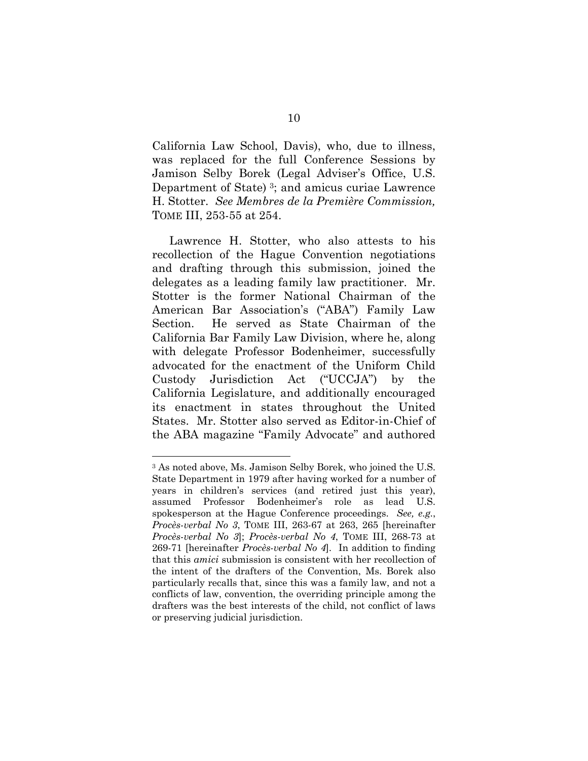California Law School, Davis), who, due to illness, was replaced for the full Conference Sessions by Jamison Selby Borek (Legal Adviser's Office, U.S. Department of State) [3]; and amicus curiae Lawrence H. Stotter. *See Membres de la Première Commission,* TOME III, 253-55 at 254.

Lawrence H. Stotter, who also attests to his recollection of the Hague Convention negotiations and drafting through this submission, joined the delegates as a leading family law practitioner. Mr. Stotter is the former National Chairman of the American Bar Association's ("ABA") Family Law Section. He served as State Chairman of the California Bar Family Law Division, where he, along with delegate Professor Bodenheimer, successfully advocated for the enactment of the Uniform Child Custody Jurisdiction Act ("UCCJA") by the California Legislature, and additionally encouraged its enactment in states throughout the United States. Mr. Stotter also served as Editor-in-Chief of the ABA magazine "Family Advocate" and authored

---

[3] As noted above, Ms. Jamison Selby Borek, who joined the U.S. State Department in 1979 after having worked for a number of years in children's services (and retired just this year), assumed Professor Bodenheimer's role as lead U.S. spokesperson at the Hague Conference proceedings. *See, e.g.*, *Procès-verbal No 3*, TOME III, 263-67 at 263, 265 [hereinafter *Procès-verbal No 3*]; *Procès-verbal No 4*, TOME III, 268-73 at 269-71 [hereinafter *Procès-verbal No 4*]. In addition to finding that this *amici* submission is consistent with her recollection of the intent of the drafters of the Convention, Ms. Borek also particularly recalls that, since this was a family law, and not a conflicts of law, convention, the overriding principle among the drafters was the best interests of the child, not conflict of laws or preserving judicial jurisdiction.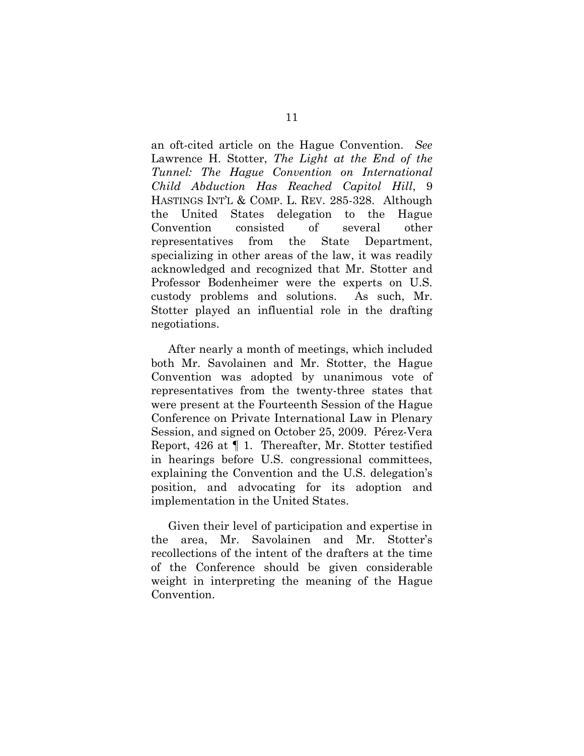an oft-cited article on the Hague Convention. *See* Lawrence H. Stotter, *The Light at the End of the Tunnel: The Hague Convention on International Child Abduction Has Reached Capitol Hill*, 9 HASTINGS INT'L & COMP. L. REV. 285-328. Although the United States delegation to the Hague Convention consisted of several other representatives from the State Department, specializing in other areas of the law, it was readily acknowledged and recognized that Mr. Stotter and Professor Bodenheimer were the experts on U.S. custody problems and solutions. As such, Mr. Stotter played an influential role in the drafting negotiations.

After nearly a month of meetings, which included both Mr. Savolainen and Mr. Stotter, the Hague Convention was adopted by unanimous vote of representatives from the twenty-three states that were present at the Fourteenth Session of the Hague Conference on Private International Law in Plenary Session, and signed on October 25, 2009. Pérez-Vera Report, 426 at ¶ 1. Thereafter, Mr. Stotter testified in hearings before U.S. congressional committees, explaining the Convention and the U.S. delegation's position, and advocating for its adoption and implementation in the United States.

Given their level of participation and expertise in the area, Mr. Savolainen and Mr. Stotter's recollections of the intent of the drafters at the time of the Conference should be given considerable weight in interpreting the meaning of the Hague Convention.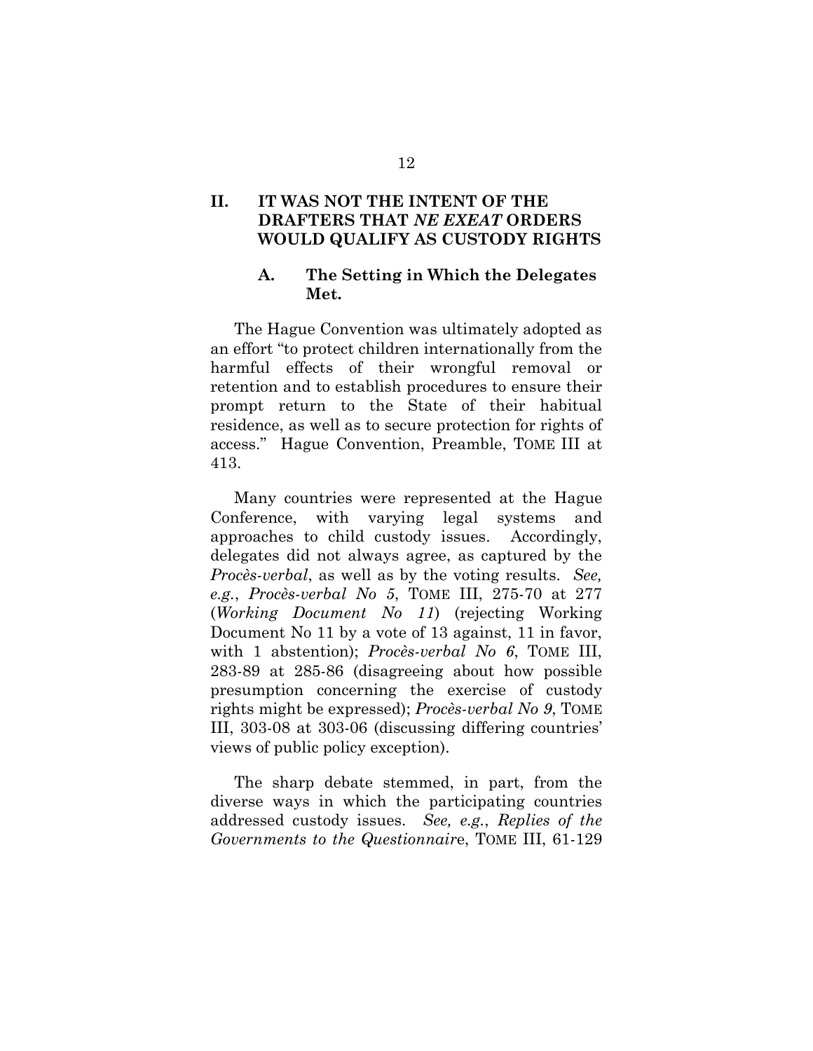## II. IT WAS NOT THE INTENT OF THE DRAFTERS THAT *NE EXEAT* ORDERS WOULD QUALIFY AS CUSTODY RIGHTS

### A. The Setting in Which the Delegates Met.

The Hague Convention was ultimately adopted as an effort "to protect children internationally from the harmful effects of their wrongful removal or retention and to establish procedures to ensure their prompt return to the State of their habitual residence, as well as to secure protection for rights of access." Hague Convention, Preamble, TOME III at 413.

Many countries were represented at the Hague Conference, with varying legal systems and approaches to child custody issues. Accordingly, delegates did not always agree, as captured by the *Procès-verbal*, as well as by the voting results. *See, e.g.*, *Procès-verbal No 5*, TOME III, 275-70 at 277 (*Working Document No 11*) (rejecting Working Document No 11 by a vote of 13 against, 11 in favor, with 1 abstention); *Procès-verbal No 6*, TOME III, 283-89 at 285-86 (disagreeing about how possible presumption concerning the exercise of custody rights might be expressed); *Procès-verbal No 9*, TOME III, 303-08 at 303-06 (discussing differing countries' views of public policy exception).

The sharp debate stemmed, in part, from the diverse ways in which the participating countries addressed custody issues. *See, e.g.*, *Replies of the Governments to the Questionnaire*, TOME III, 61-129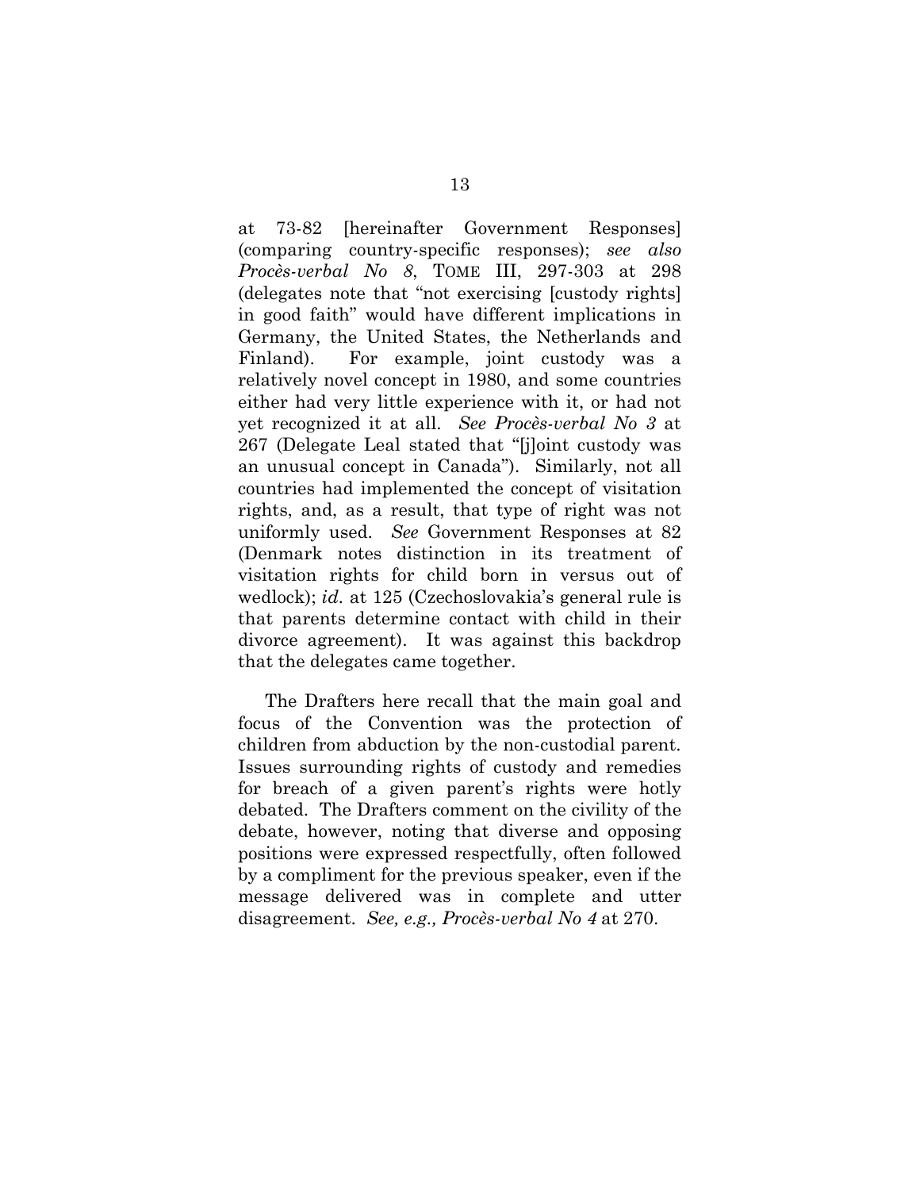at 73-82 [hereinafter Government Responses] (comparing country-specific responses); *see also Procès-verbal No 8*, TOME III, 297-303 at 298 (delegates note that "not exercising [custody rights] in good faith" would have different implications in Germany, the United States, the Netherlands and Finland). For example, joint custody was a relatively novel concept in 1980, and some countries either had very little experience with it, or had not yet recognized it at all. *See Procès-verbal No 3* at 267 (Delegate Leal stated that "[j]oint custody was an unusual concept in Canada"). Similarly, not all countries had implemented the concept of visitation rights, and, as a result, that type of right was not uniformly used. *See* Government Responses at 82 (Denmark notes distinction in its treatment of visitation rights for child born in versus out of wedlock); *id.* at 125 (Czechoslovakia's general rule is that parents determine contact with child in their divorce agreement). It was against this backdrop that the delegates came together.

The Drafters here recall that the main goal and focus of the Convention was the protection of children from abduction by the non-custodial parent. Issues surrounding rights of custody and remedies for breach of a given parent's rights were hotly debated. The Drafters comment on the civility of the debate, however, noting that diverse and opposing positions were expressed respectfully, often followed by a compliment for the previous speaker, even if the message delivered was in complete and utter disagreement. *See, e.g., Procès-verbal No 4* at 270.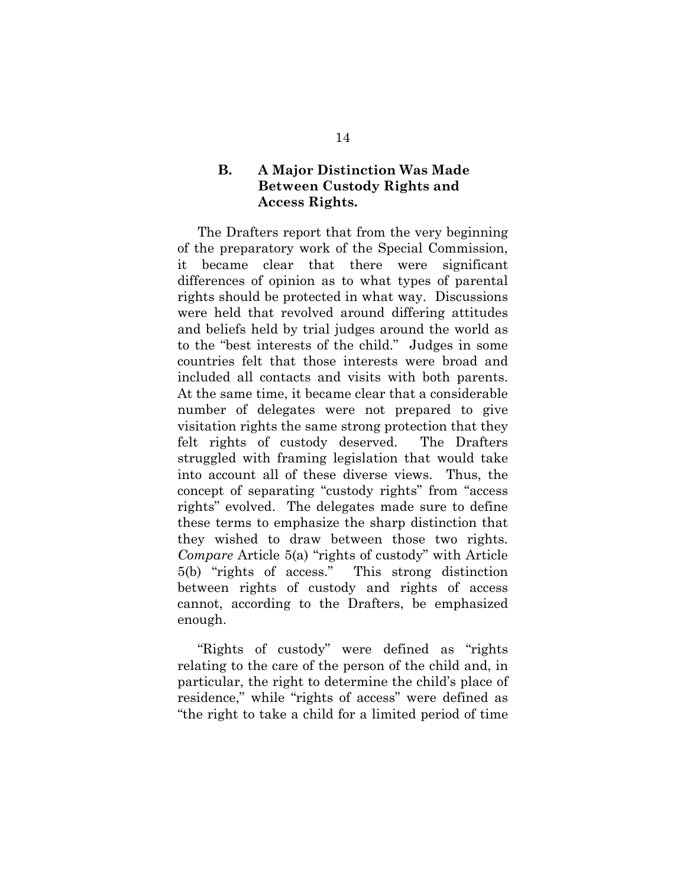### B. A Major Distinction Was Made Between Custody Rights and Access Rights.

The Drafters report that from the very beginning of the preparatory work of the Special Commission, it became clear that there were significant differences of opinion as to what types of parental rights should be protected in what way. Discussions were held that revolved around differing attitudes and beliefs held by trial judges around the world as to the "best interests of the child." Judges in some countries felt that those interests were broad and included all contacts and visits with both parents. At the same time, it became clear that a considerable number of delegates were not prepared to give visitation rights the same strong protection that they felt rights of custody deserved. The Drafters struggled with framing legislation that would take into account all of these diverse views. Thus, the concept of separating "custody rights" from "access rights" evolved. The delegates made sure to define these terms to emphasize the sharp distinction that they wished to draw between those two rights. *Compare* Article 5(a) "rights of custody" with Article 5(b) "rights of access." This strong distinction between rights of custody and rights of access cannot, according to the Drafters, be emphasized enough.

"Rights of custody" were defined as "rights relating to the care of the person of the child and, in particular, the right to determine the child's place of residence," while "rights of access" were defined as "the right to take a child for a limited period of time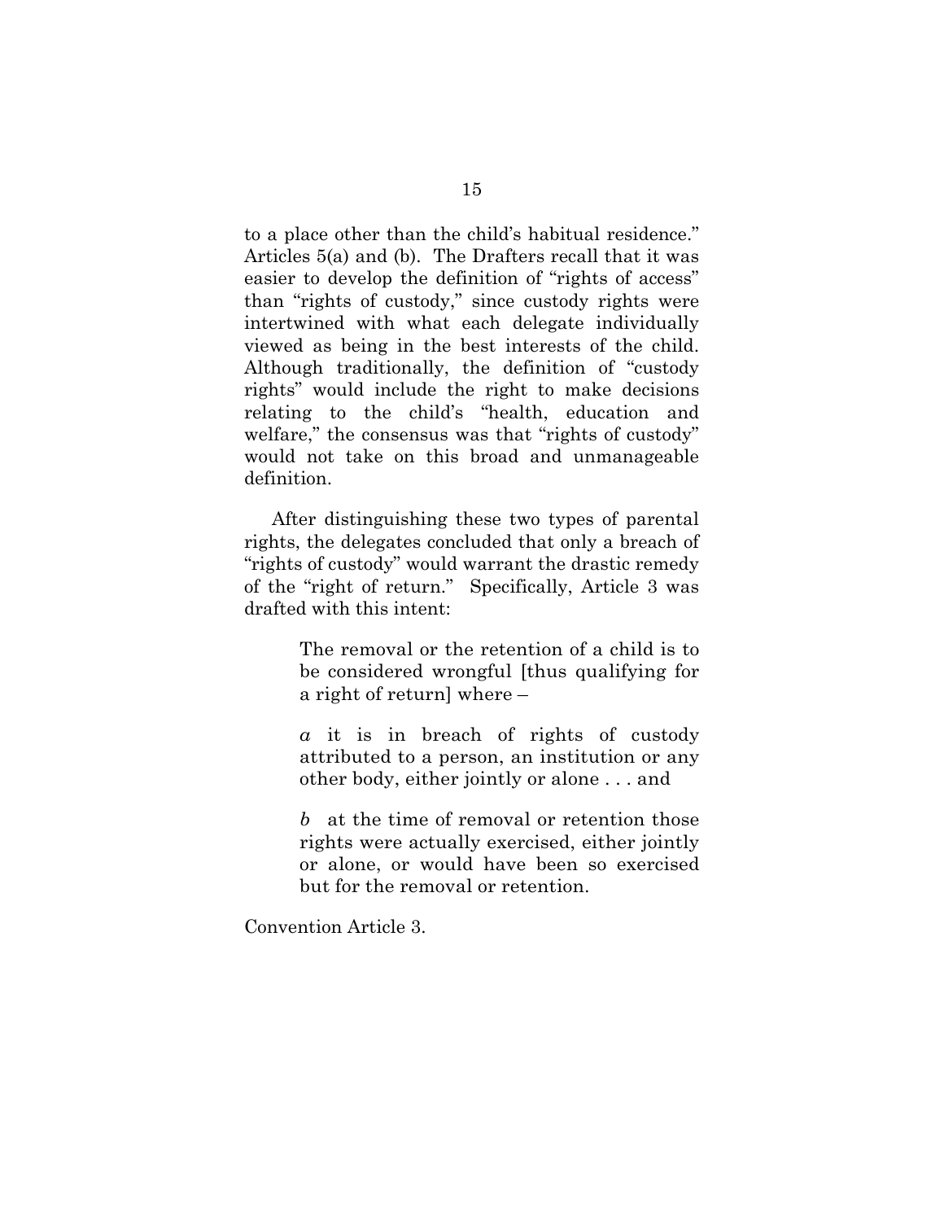to a place other than the child's habitual residence." Articles 5(a) and (b). The Drafters recall that it was easier to develop the definition of "rights of access" than "rights of custody," since custody rights were intertwined with what each delegate individually viewed as being in the best interests of the child. Although traditionally, the definition of "custody rights" would include the right to make decisions relating to the child's "health, education and welfare," the consensus was that "rights of custody" would not take on this broad and unmanageable definition.

After distinguishing these two types of parental rights, the delegates concluded that only a breach of "rights of custody" would warrant the drastic remedy of the "right of return." Specifically, Article 3 was drafted with this intent:

> The removal or the retention of a child is to be considered wrongful [thus qualifying for a right of return] where –
>
> *a* it is in breach of rights of custody attributed to a person, an institution or any other body, either jointly or alone . . . and
>
> *b* at the time of removal or retention those rights were actually exercised, either jointly or alone, or would have been so exercised but for the removal or retention.

Convention Article 3.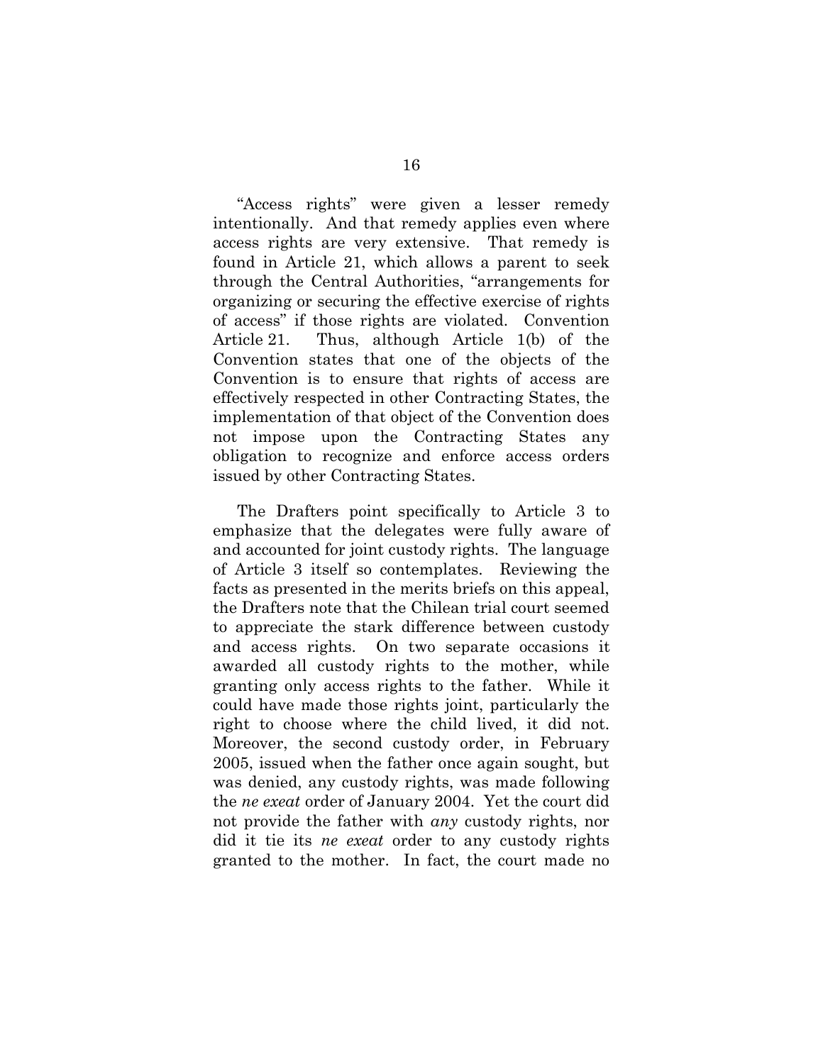"Access rights" were given a lesser remedy intentionally. And that remedy applies even where access rights are very extensive. That remedy is found in Article 21, which allows a parent to seek through the Central Authorities, "arrangements for organizing or securing the effective exercise of rights of access" if those rights are violated. Convention Article 21. Thus, although Article 1(b) of the Convention states that one of the objects of the Convention is to ensure that rights of access are effectively respected in other Contracting States, the implementation of that object of the Convention does not impose upon the Contracting States any obligation to recognize and enforce access orders issued by other Contracting States.

The Drafters point specifically to Article 3 to emphasize that the delegates were fully aware of and accounted for joint custody rights. The language of Article 3 itself so contemplates. Reviewing the facts as presented in the merits briefs on this appeal, the Drafters note that the Chilean trial court seemed to appreciate the stark difference between custody and access rights. On two separate occasions it awarded all custody rights to the mother, while granting only access rights to the father. While it could have made those rights joint, particularly the right to choose where the child lived, it did not. Moreover, the second custody order, in February 2005, issued when the father once again sought, but was denied, any custody rights, was made following the *ne exeat* order of January 2004. Yet the court did not provide the father with *any* custody rights, nor did it tie its *ne exeat* order to any custody rights granted to the mother. In fact, the court made no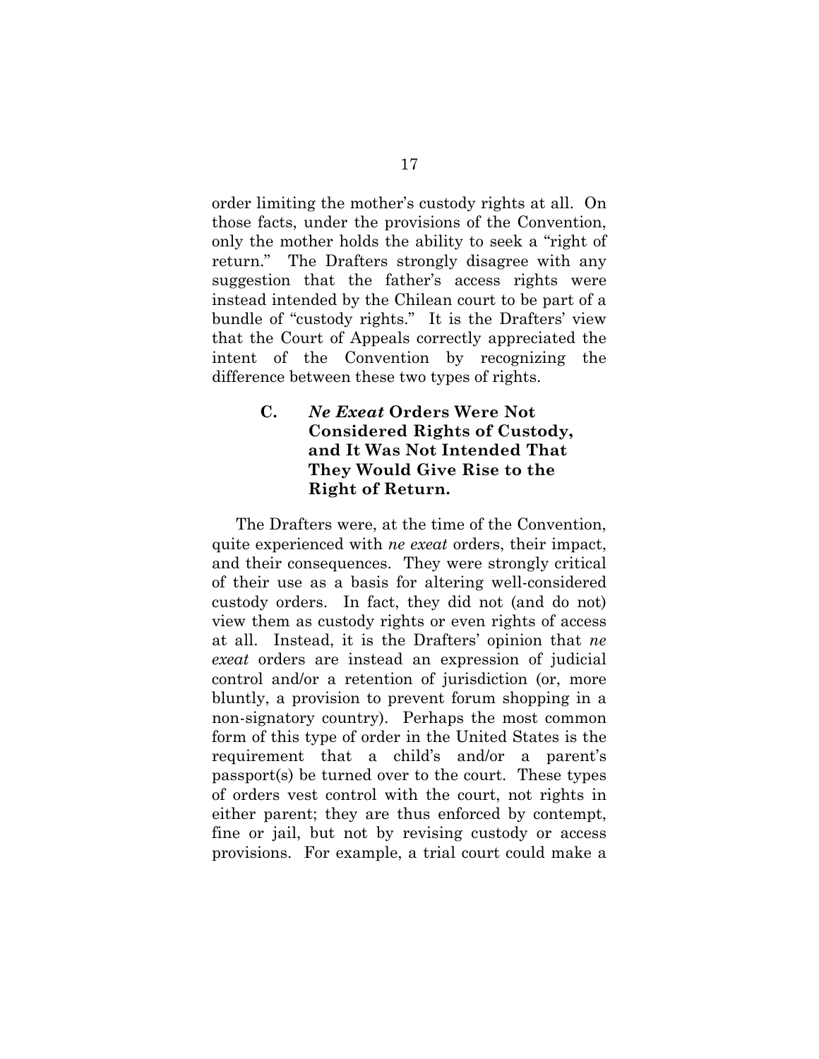order limiting the mother's custody rights at all. On those facts, under the provisions of the Convention, only the mother holds the ability to seek a "right of return." The Drafters strongly disagree with any suggestion that the father's access rights were instead intended by the Chilean court to be part of a bundle of "custody rights." It is the Drafters' view that the Court of Appeals correctly appreciated the intent of the Convention by recognizing the difference between these two types of rights.

### C. *Ne Exeat* Orders Were Not Considered Rights of Custody, and It Was Not Intended That They Would Give Rise to the Right of Return.

The Drafters were, at the time of the Convention, quite experienced with *ne exeat* orders, their impact, and their consequences. They were strongly critical of their use as a basis for altering well-considered custody orders. In fact, they did not (and do not) view them as custody rights or even rights of access at all. Instead, it is the Drafters' opinion that *ne exeat* orders are instead an expression of judicial control and/or a retention of jurisdiction (or, more bluntly, a provision to prevent forum shopping in a non-signatory country). Perhaps the most common form of this type of order in the United States is the requirement that a child's and/or a parent's passport(s) be turned over to the court. These types of orders vest control with the court, not rights in either parent; they are thus enforced by contempt, fine or jail, but not by revising custody or access provisions. For example, a trial court could make a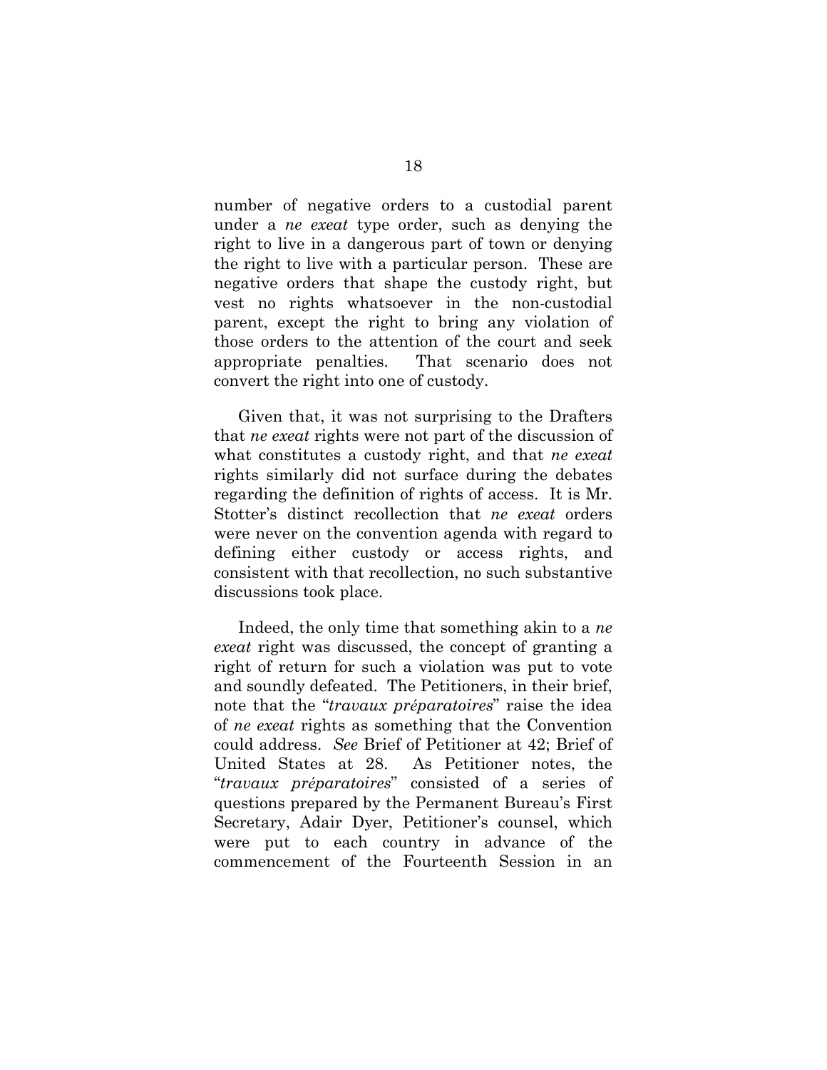number of negative orders to a custodial parent under a *ne exeat* type order, such as denying the right to live in a dangerous part of town or denying the right to live with a particular person. These are negative orders that shape the custody right, but vest no rights whatsoever in the non-custodial parent, except the right to bring any violation of those orders to the attention of the court and seek appropriate penalties. That scenario does not convert the right into one of custody.

Given that, it was not surprising to the Drafters that *ne exeat* rights were not part of the discussion of what constitutes a custody right, and that *ne exeat* rights similarly did not surface during the debates regarding the definition of rights of access. It is Mr. Stotter's distinct recollection that *ne exeat* orders were never on the convention agenda with regard to defining either custody or access rights, and consistent with that recollection, no such substantive discussions took place.

Indeed, the only time that something akin to a *ne exeat* right was discussed, the concept of granting a right of return for such a violation was put to vote and soundly defeated. The Petitioners, in their brief, note that the "*travaux préparatoires*" raise the idea of *ne exeat* rights as something that the Convention could address. *See* Brief of Petitioner at 42; Brief of United States at 28. As Petitioner notes, the "*travaux préparatoires*" consisted of a series of questions prepared by the Permanent Bureau's First Secretary, Adair Dyer, Petitioner's counsel, which were put to each country in advance of the commencement of the Fourteenth Session in an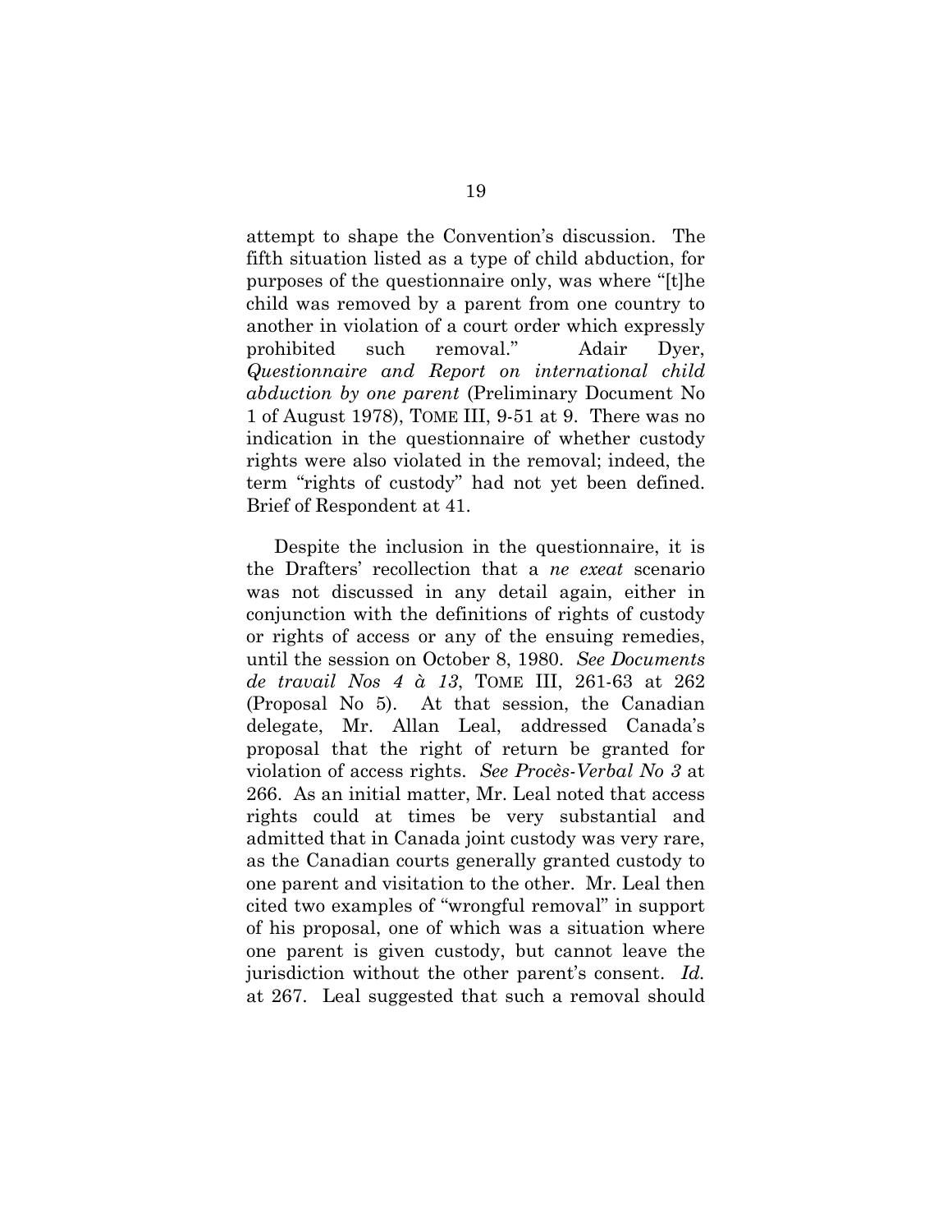attempt to shape the Convention's discussion. The fifth situation listed as a type of child abduction, for purposes of the questionnaire only, was where "[t]he child was removed by a parent from one country to another in violation of a court order which expressly prohibited such removal." Adair Dyer, *Questionnaire and Report on international child abduction by one parent* (Preliminary Document No 1 of August 1978), TOME III, 9-51 at 9. There was no indication in the questionnaire of whether custody rights were also violated in the removal; indeed, the term "rights of custody" had not yet been defined. Brief of Respondent at 41.

Despite the inclusion in the questionnaire, it is the Drafters' recollection that a *ne exeat* scenario was not discussed in any detail again, either in conjunction with the definitions of rights of custody or rights of access or any of the ensuing remedies, until the session on October 8, 1980. *See Documents de travail Nos 4 à 13*, TOME III, 261-63 at 262 (Proposal No 5). At that session, the Canadian delegate, Mr. Allan Leal, addressed Canada's proposal that the right of return be granted for violation of access rights. *See Procès-Verbal No 3* at 266. As an initial matter, Mr. Leal noted that access rights could at times be very substantial and admitted that in Canada joint custody was very rare, as the Canadian courts generally granted custody to one parent and visitation to the other. Mr. Leal then cited two examples of "wrongful removal" in support of his proposal, one of which was a situation where one parent is given custody, but cannot leave the jurisdiction without the other parent's consent. *Id.* at 267. Leal suggested that such a removal should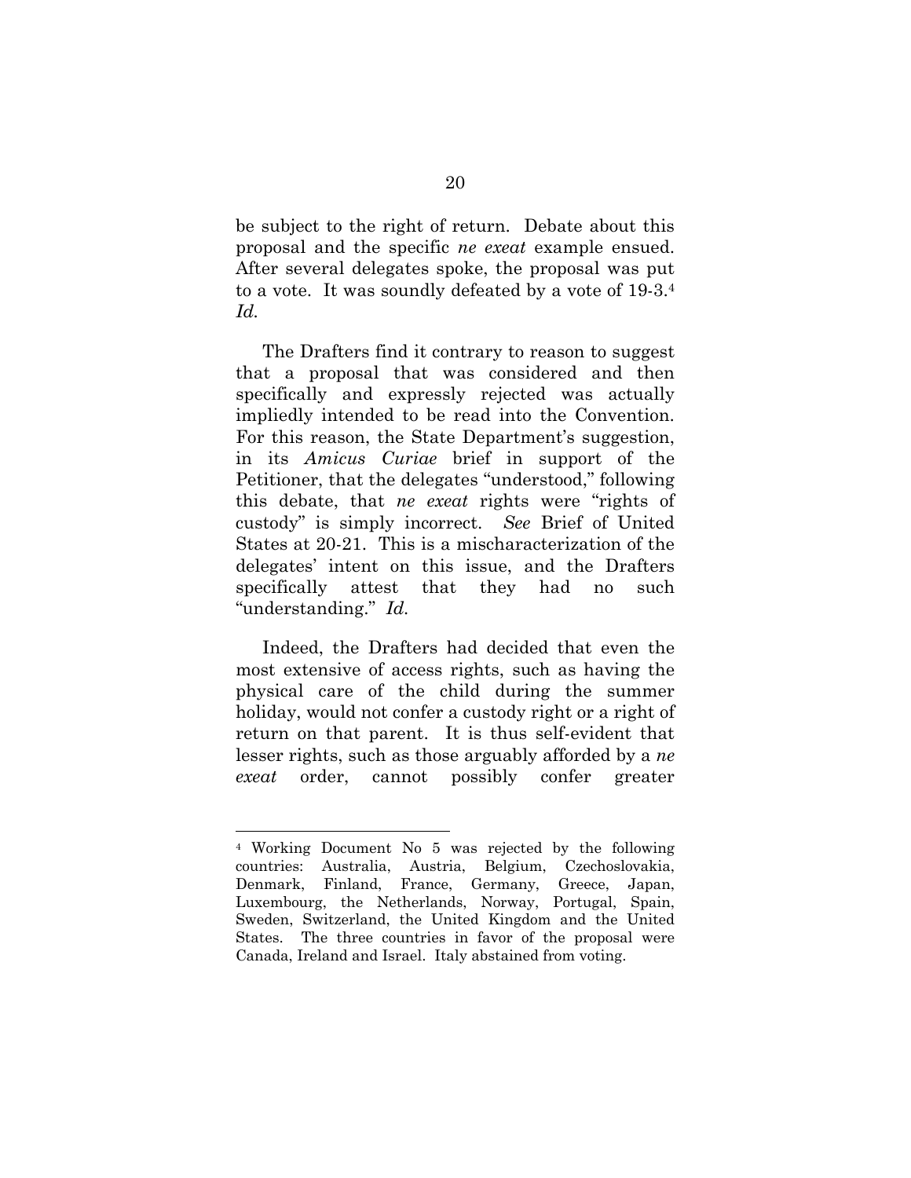be subject to the right of return. Debate about this proposal and the specific *ne exeat* example ensued. After several delegates spoke, the proposal was put to a vote. It was soundly defeated by a vote of 19-3.[4] *Id.*

The Drafters find it contrary to reason to suggest that a proposal that was considered and then specifically and expressly rejected was actually impliedly intended to be read into the Convention. For this reason, the State Department's suggestion, in its *Amicus Curiae* brief in support of the Petitioner, that the delegates "understood," following this debate, that *ne exeat* rights were "rights of custody" is simply incorrect. *See* Brief of United States at 20-21. This is a mischaracterization of the delegates' intent on this issue, and the Drafters specifically attest that they had no such "understanding." *Id.*

Indeed, the Drafters had decided that even the most extensive of access rights, such as having the physical care of the child during the summer holiday, would not confer a custody right or a right of return on that parent. It is thus self-evident that lesser rights, such as those arguably afforded by a *ne exeat* order, cannot possibly confer greater

---

[4] Working Document No 5 was rejected by the following countries: Australia, Austria, Belgium, Czechoslovakia, Denmark, Finland, France, Germany, Greece, Japan, Luxembourg, the Netherlands, Norway, Portugal, Spain, Sweden, Switzerland, the United Kingdom and the United States. The three countries in favor of the proposal were Canada, Ireland and Israel. Italy abstained from voting.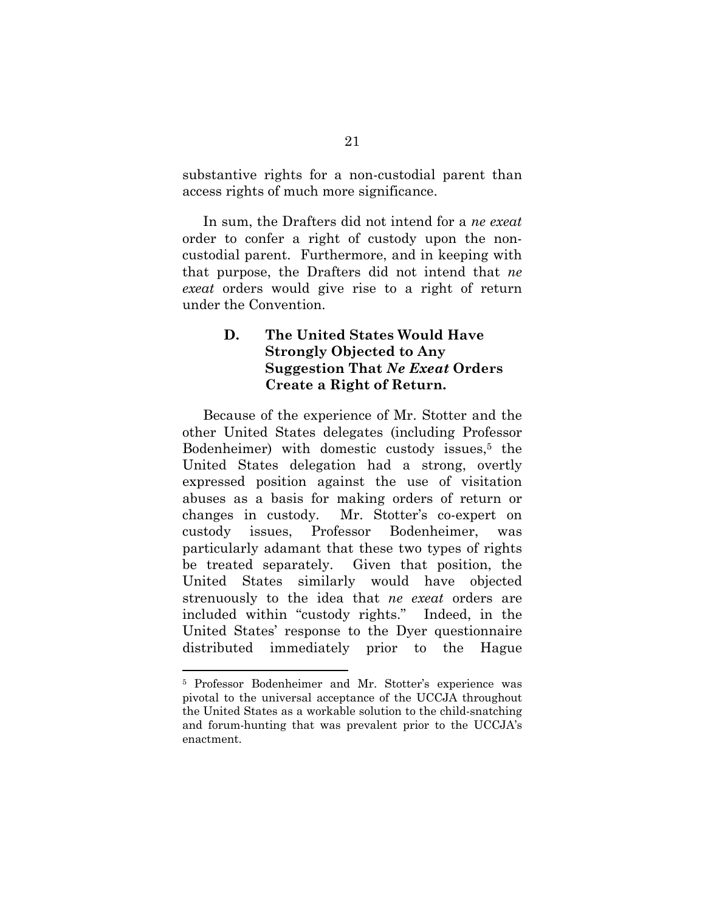substantive rights for a non-custodial parent than access rights of much more significance.

In sum, the Drafters did not intend for a *ne exeat* order to confer a right of custody upon the non-custodial parent. Furthermore, and in keeping with that purpose, the Drafters did not intend that *ne exeat* orders would give rise to a right of return under the Convention.

### D. The United States Would Have Strongly Objected to Any Suggestion That *Ne Exeat* Orders Create a Right of Return.

Because of the experience of Mr. Stotter and the other United States delegates (including Professor Bodenheimer) with domestic custody issues,[5] the United States delegation had a strong, overtly expressed position against the use of visitation abuses as a basis for making orders of return or changes in custody. Mr. Stotter's co-expert on custody issues, Professor Bodenheimer, was particularly adamant that these two types of rights be treated separately. Given that position, the United States similarly would have objected strenuously to the idea that *ne exeat* orders are included within "custody rights." Indeed, in the United States' response to the Dyer questionnaire distributed immediately prior to the Hague

[5] Professor Bodenheimer and Mr. Stotter's experience was pivotal to the universal acceptance of the UCCJA throughout the United States as a workable solution to the child-snatching and forum-hunting that was prevalent prior to the UCCJA's enactment.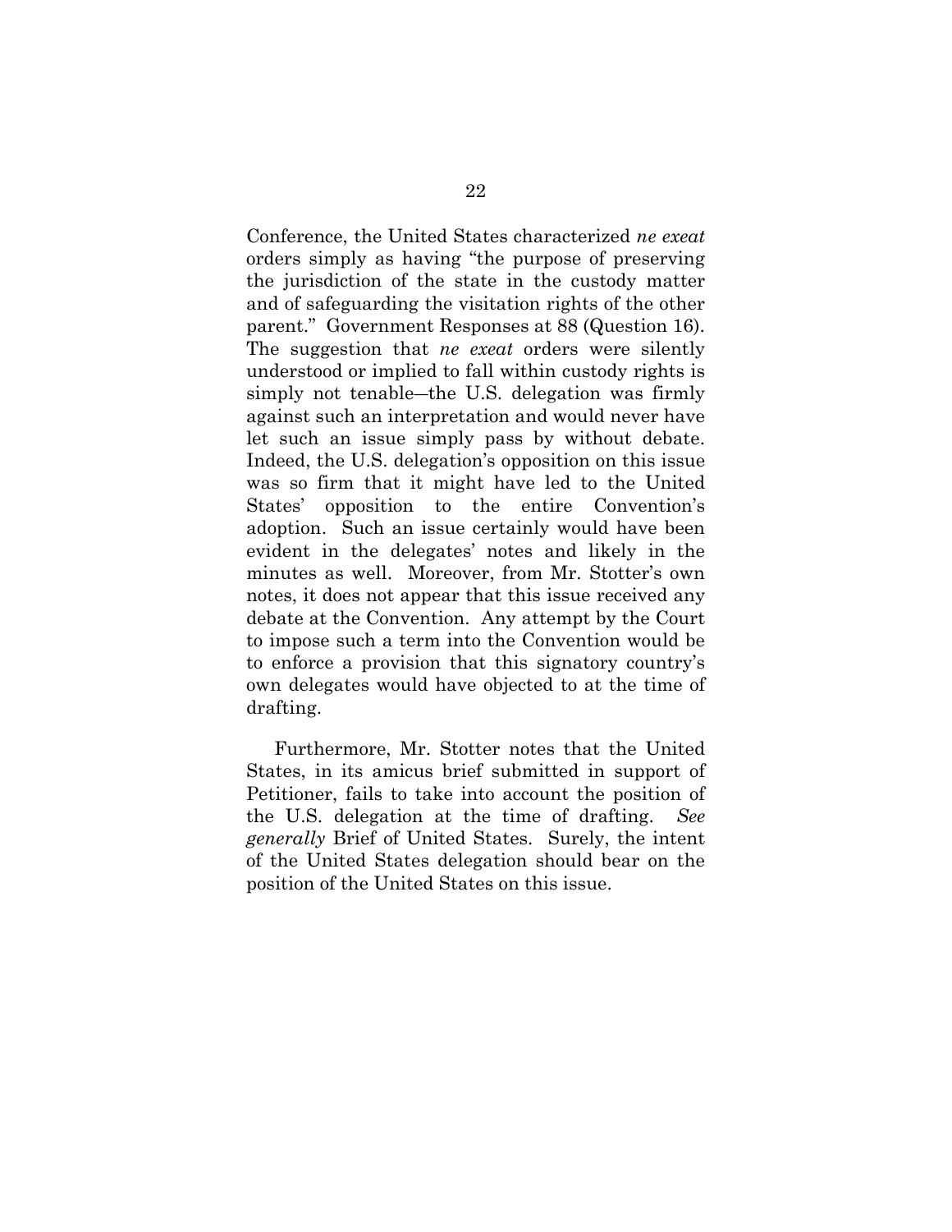Conference, the United States characterized *ne exeat* orders simply as having "the purpose of preserving the jurisdiction of the state in the custody matter and of safeguarding the visitation rights of the other parent." Government Responses at 88 (Question 16). The suggestion that *ne exeat* orders were silently understood or implied to fall within custody rights is simply not tenable—the U.S. delegation was firmly against such an interpretation and would never have let such an issue simply pass by without debate. Indeed, the U.S. delegation's opposition on this issue was so firm that it might have led to the United States' opposition to the entire Convention's adoption. Such an issue certainly would have been evident in the delegates' notes and likely in the minutes as well. Moreover, from Mr. Stotter's own notes, it does not appear that this issue received any debate at the Convention. Any attempt by the Court to impose such a term into the Convention would be to enforce a provision that this signatory country's own delegates would have objected to at the time of drafting.

Furthermore, Mr. Stotter notes that the United States, in its amicus brief submitted in support of Petitioner, fails to take into account the position of the U.S. delegation at the time of drafting. *See generally* Brief of United States. Surely, the intent of the United States delegation should bear on the position of the United States on this issue.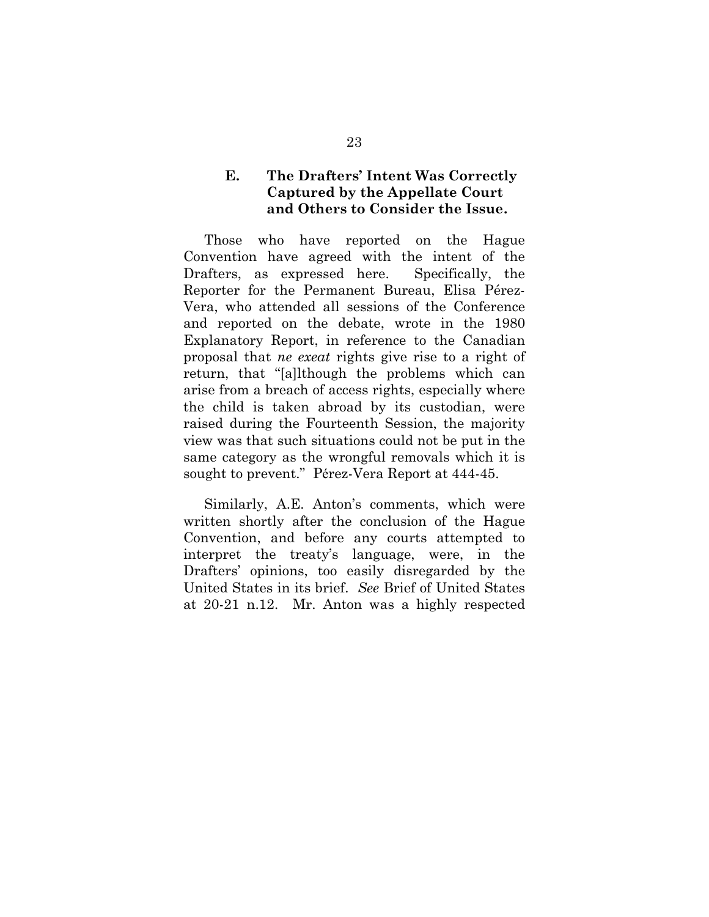### E. The Drafters' Intent Was Correctly Captured by the Appellate Court and Others to Consider the Issue.

Those who have reported on the Hague Convention have agreed with the intent of the Drafters, as expressed here. Specifically, the Reporter for the Permanent Bureau, Elisa Pérez-Vera, who attended all sessions of the Conference and reported on the debate, wrote in the 1980 Explanatory Report, in reference to the Canadian proposal that *ne exeat* rights give rise to a right of return, that "[a]lthough the problems which can arise from a breach of access rights, especially where the child is taken abroad by its custodian, were raised during the Fourteenth Session, the majority view was that such situations could not be put in the same category as the wrongful removals which it is sought to prevent." Pérez-Vera Report at 444-45.

Similarly, A.E. Anton's comments, which were written shortly after the conclusion of the Hague Convention, and before any courts attempted to interpret the treaty's language, were, in the Drafters' opinions, too easily disregarded by the United States in its brief. *See* Brief of United States at 20-21 n.12. Mr. Anton was a highly respected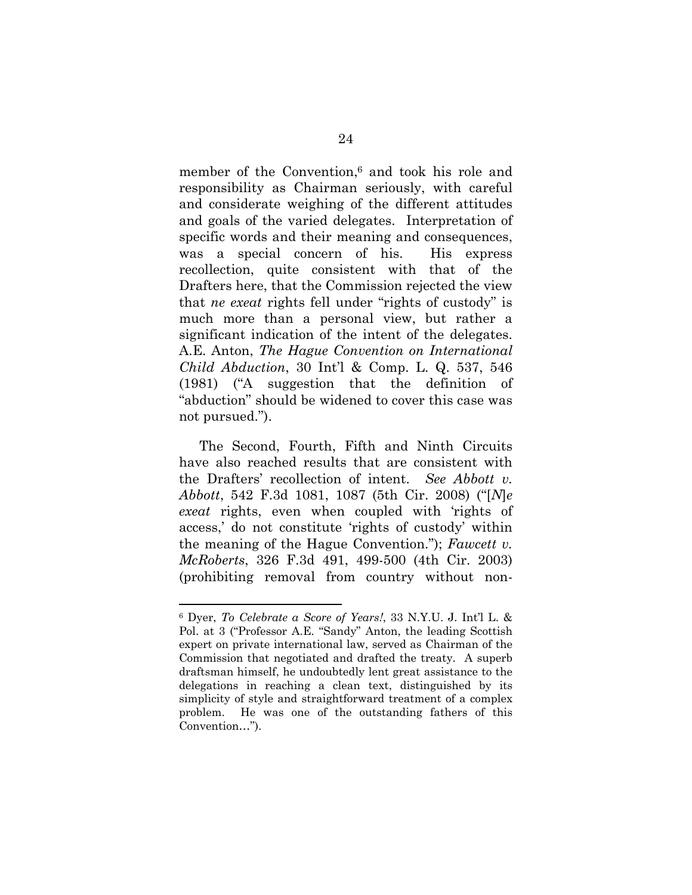member of the Convention,[6] and took his role and responsibility as Chairman seriously, with careful and considerate weighing of the different attitudes and goals of the varied delegates. Interpretation of specific words and their meaning and consequences, was a special concern of his. His express recollection, quite consistent with that of the Drafters here, that the Commission rejected the view that *ne exeat* rights fell under "rights of custody" is much more than a personal view, but rather a significant indication of the intent of the delegates. A.E. Anton, *The Hague Convention on International Child Abduction*, 30 Int'l & Comp. L. Q. 537, 546 (1981) ("A suggestion that the definition of "abduction" should be widened to cover this case was not pursued.").

The Second, Fourth, Fifth and Ninth Circuits have also reached results that are consistent with the Drafters' recollection of intent. *See Abbott v. Abbott*, 542 F.3d 1081, 1087 (5th Cir. 2008) ("[*N*]*e exeat* rights, even when coupled with 'rights of access,' do not constitute 'rights of custody' within the meaning of the Hague Convention."); *Fawcett v. McRoberts*, 326 F.3d 491, 499-500 (4th Cir. 2003) (prohibiting removal from country without non-

---

[6] Dyer, *To Celebrate a Score of Years!*, 33 N.Y.U. J. Int'l L. & Pol. at 3 ("Professor A.E. "Sandy" Anton, the leading Scottish expert on private international law, served as Chairman of the Commission that negotiated and drafted the treaty. A superb draftsman himself, he undoubtedly lent great assistance to the delegations in reaching a clean text, distinguished by its simplicity of style and straightforward treatment of a complex problem. He was one of the outstanding fathers of this Convention…").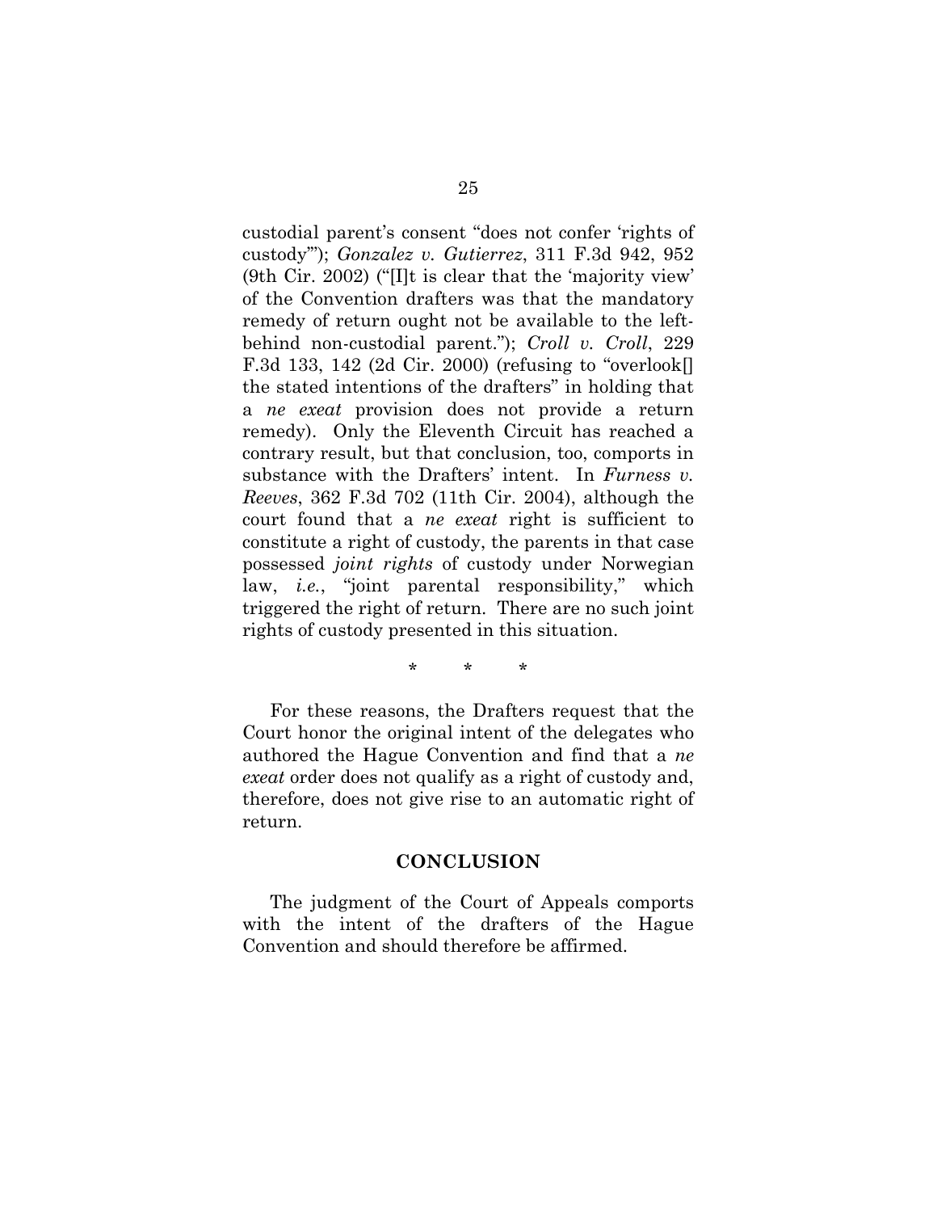custodial parent's consent "does not confer 'rights of custody'"); *Gonzalez v. Gutierrez*, 311 F.3d 942, 952 (9th Cir. 2002) ("[I]t is clear that the 'majority view' of the Convention drafters was that the mandatory remedy of return ought not be available to the left-behind non-custodial parent."); *Croll v. Croll*, 229 F.3d 133, 142 (2d Cir. 2000) (refusing to "overlook[] the stated intentions of the drafters" in holding that a *ne exeat* provision does not provide a return remedy). Only the Eleventh Circuit has reached a contrary result, but that conclusion, too, comports in substance with the Drafters' intent. In *Furness v. Reeves*, 362 F.3d 702 (11th Cir. 2004), although the court found that a *ne exeat* right is sufficient to constitute a right of custody, the parents in that case possessed *joint rights* of custody under Norwegian law, *i.e.*, "joint parental responsibility," which triggered the right of return. There are no such joint rights of custody presented in this situation.

\* \* \*

For these reasons, the Drafters request that the Court honor the original intent of the delegates who authored the Hague Convention and find that a *ne exeat* order does not qualify as a right of custody and, therefore, does not give rise to an automatic right of return.

## CONCLUSION

The judgment of the Court of Appeals comports with the intent of the drafters of the Hague Convention and should therefore be affirmed.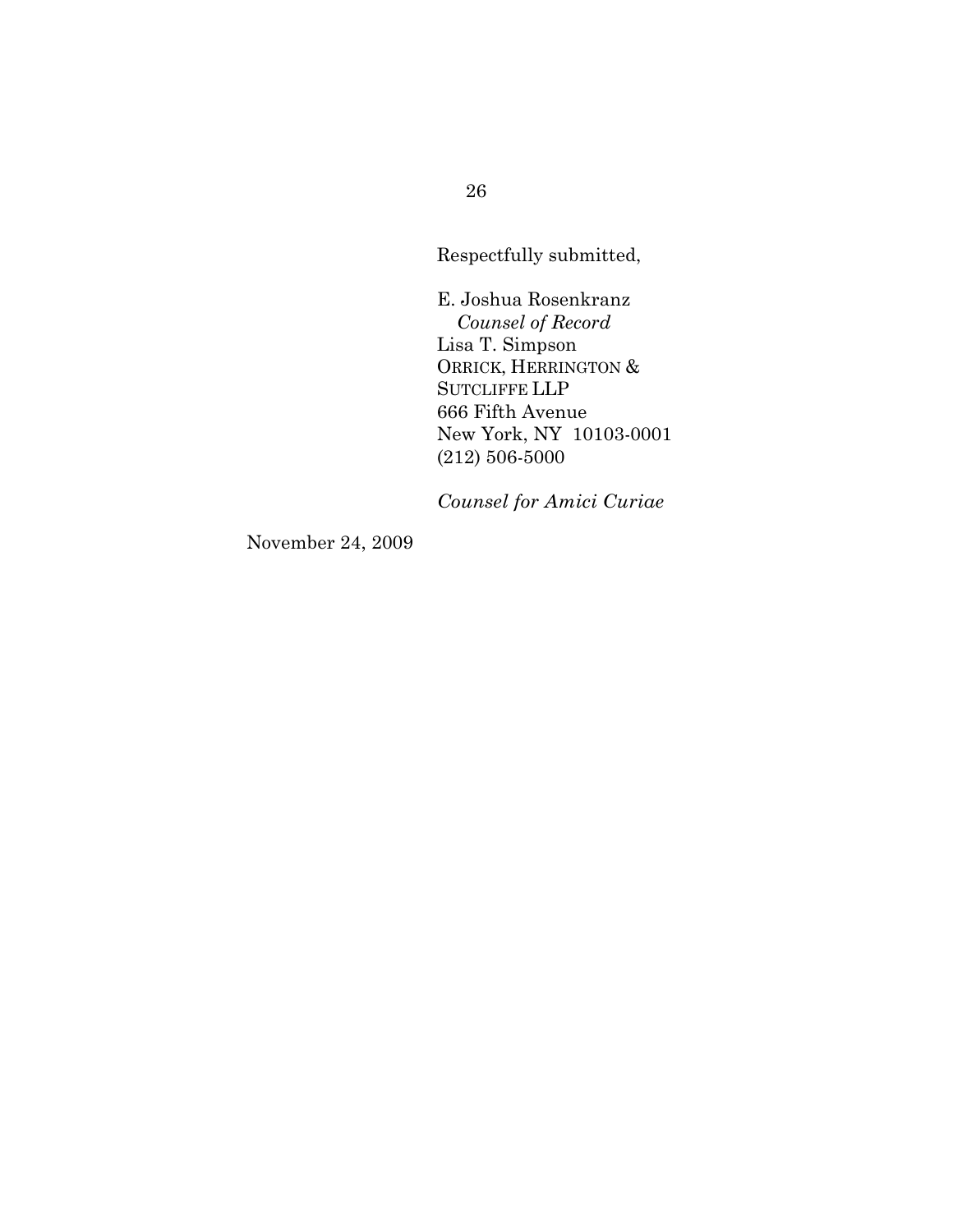Respectfully submitted,

E. Joshua Rosenkranz
*Counsel of Record*
Lisa T. Simpson
ORRICK, HERRINGTON &
SUTCLIFFE LLP
666 Fifth Avenue
New York, NY 10103-0001
(212) 506-5000

*Counsel for Amici Curiae*

November 24, 2009